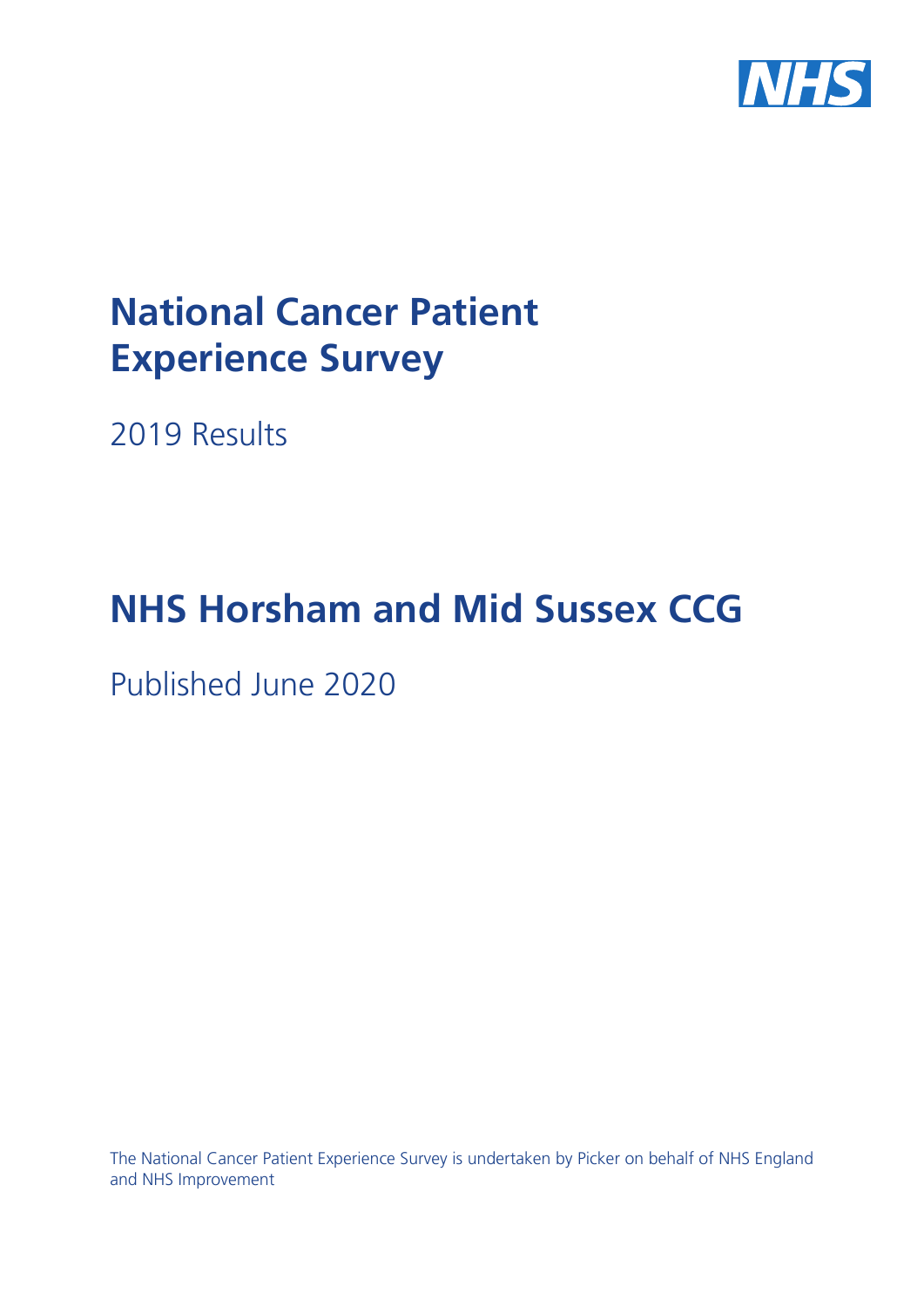# National Cancer Patient Experience Survey

2019 Results

# NHS Horsham and Mid Sussex CCG

Published June 2020

The National Cancer Patient Experience Survey is undertaken by Picker on behalf of NHS England and NHS Improvement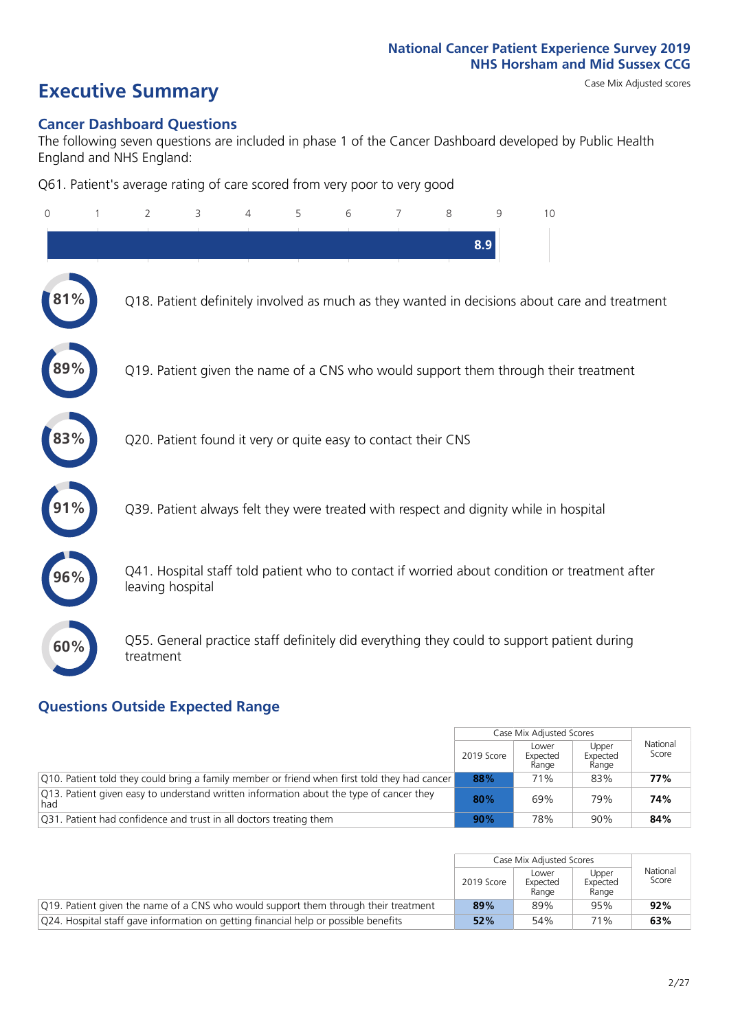National Cancer Patient Experience Survey 2019
NHS Horsham and Mid Sussex CCG

# Executive Summary

Case Mix Adjusted scores

## Cancer Dashboard Questions

The following seven questions are included in phase 1 of the Cancer Dashboard developed by Public Health England and NHS England:

Q61. Patient's average rating of care scored from very poor to very good

8.9

81% Q18. Patient definitely involved as much as they wanted in decisions about care and treatment

89% Q19. Patient given the name of a CNS who would support them through their treatment

83% Q20. Patient found it very or quite easy to contact their CNS

91% Q39. Patient always felt they were treated with respect and dignity while in hospital

96% Q41. Hospital staff told patient who to contact if worried about condition or treatment after leaving hospital

60% Q55. General practice staff definitely did everything they could to support patient during treatment

## Questions Outside Expected Range

| | Case Mix Adjusted Scores | | | National Score |
|---|---|---|---|---|
| | 2019 Score | Lower Expected Range | Upper Expected Range | |
| Q10. Patient told they could bring a family member or friend when first told they had cancer | **88%** | 71% | 83% | **77%** |
| Q13. Patient given easy to understand written information about the type of cancer they had | **80%** | 69% | 79% | **74%** |
| Q31. Patient had confidence and trust in all doctors treating them | **90%** | 78% | 90% | **84%** |

| | Case Mix Adjusted Scores | | | National Score |
|---|---|---|---|---|
| | 2019 Score | Lower Expected Range | Upper Expected Range | |
| Q19. Patient given the name of a CNS who would support them through their treatment | **89%** | 89% | 95% | **92%** |
| Q24. Hospital staff gave information on getting financial help or possible benefits | **52%** | 54% | 71% | **63%** |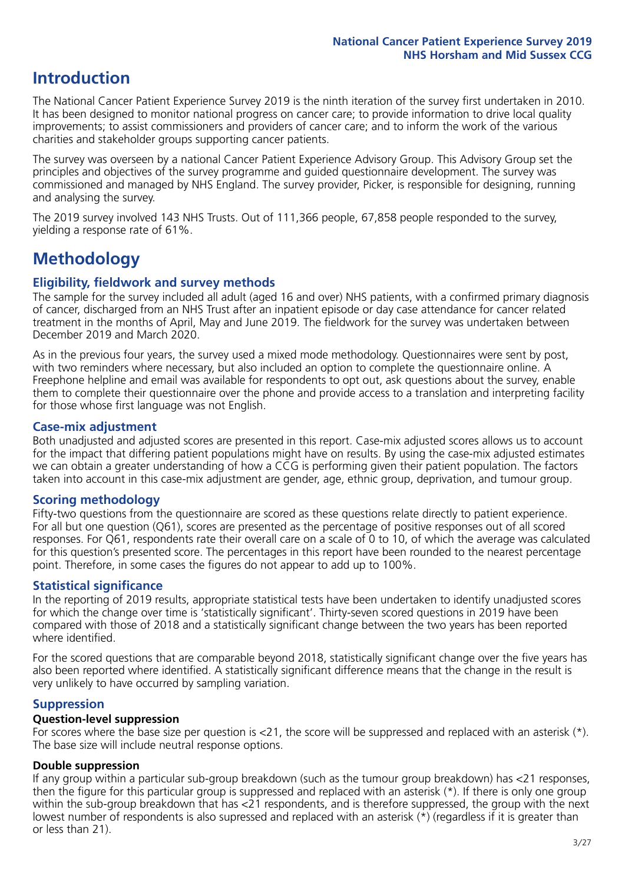# Introduction

The National Cancer Patient Experience Survey 2019 is the ninth iteration of the survey first undertaken in 2010. It has been designed to monitor national progress on cancer care; to provide information to drive local quality improvements; to assist commissioners and providers of cancer care; and to inform the work of the various charities and stakeholder groups supporting cancer patients.

The survey was overseen by a national Cancer Patient Experience Advisory Group. This Advisory Group set the principles and objectives of the survey programme and guided questionnaire development. The survey was commissioned and managed by NHS England. The survey provider, Picker, is responsible for designing, running and analysing the survey.

The 2019 survey involved 143 NHS Trusts. Out of 111,366 people, 67,858 people responded to the survey, yielding a response rate of 61%.

# Methodology

## Eligibility, fieldwork and survey methods

The sample for the survey included all adult (aged 16 and over) NHS patients, with a confirmed primary diagnosis of cancer, discharged from an NHS Trust after an inpatient episode or day case attendance for cancer related treatment in the months of April, May and June 2019. The fieldwork for the survey was undertaken between December 2019 and March 2020.

As in the previous four years, the survey used a mixed mode methodology. Questionnaires were sent by post, with two reminders where necessary, but also included an option to complete the questionnaire online. A Freephone helpline and email was available for respondents to opt out, ask questions about the survey, enable them to complete their questionnaire over the phone and provide access to a translation and interpreting facility for those whose first language was not English.

## Case-mix adjustment

Both unadjusted and adjusted scores are presented in this report. Case-mix adjusted scores allows us to account for the impact that differing patient populations might have on results. By using the case-mix adjusted estimates we can obtain a greater understanding of how a CCG is performing given their patient population. The factors taken into account in this case-mix adjustment are gender, age, ethnic group, deprivation, and tumour group.

## Scoring methodology

Fifty-two questions from the questionnaire are scored as these questions relate directly to patient experience. For all but one question (Q61), scores are presented as the percentage of positive responses out of all scored responses. For Q61, respondents rate their overall care on a scale of 0 to 10, of which the average was calculated for this question's presented score. The percentages in this report have been rounded to the nearest percentage point. Therefore, in some cases the figures do not appear to add up to 100%.

## Statistical significance

In the reporting of 2019 results, appropriate statistical tests have been undertaken to identify unadjusted scores for which the change over time is 'statistically significant'. Thirty-seven scored questions in 2019 have been compared with those of 2018 and a statistically significant change between the two years has been reported where identified.

For the scored questions that are comparable beyond 2018, statistically significant change over the five years has also been reported where identified. A statistically significant difference means that the change in the result is very unlikely to have occurred by sampling variation.

## Suppression

### Question-level suppression

For scores where the base size per question is <21, the score will be suppressed and replaced with an asterisk (*). The base size will include neutral response options.

### Double suppression

If any group within a particular sub-group breakdown (such as the tumour group breakdown) has <21 responses, then the figure for this particular group is suppressed and replaced with an asterisk (*). If there is only one group within the sub-group breakdown that has <21 respondents, and is therefore suppressed, the group with the next lowest number of respondents is also supressed and replaced with an asterisk (*) (regardless if it is greater than or less than 21).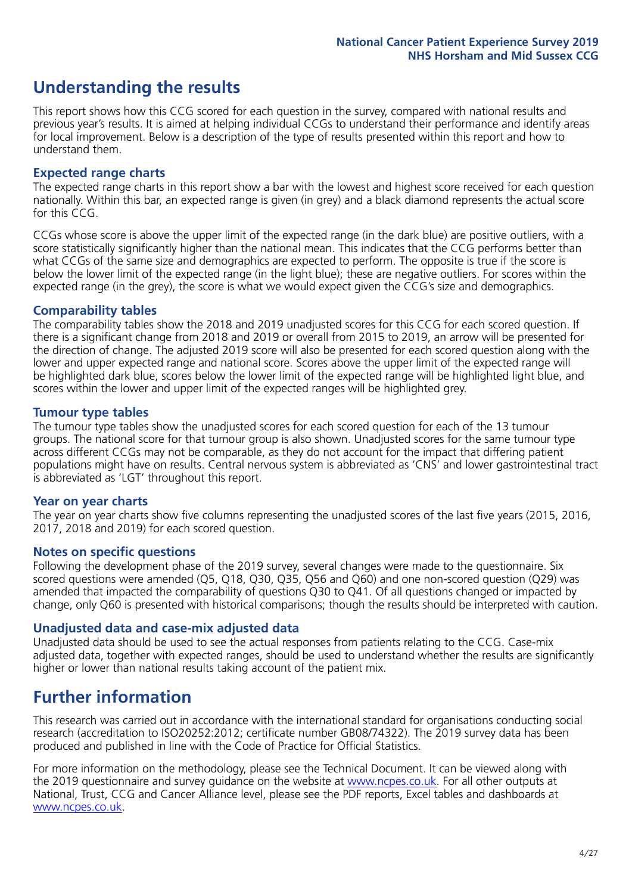## Understanding the results

This report shows how this CCG scored for each question in the survey, compared with national results and previous year's results. It is aimed at helping individual CCGs to understand their performance and identify areas for local improvement. Below is a description of the type of results presented within this report and how to understand them.

### Expected range charts

The expected range charts in this report show a bar with the lowest and highest score received for each question nationally. Within this bar, an expected range is given (in grey) and a black diamond represents the actual score for this CCG.

CCGs whose score is above the upper limit of the expected range (in the dark blue) are positive outliers, with a score statistically significantly higher than the national mean. This indicates that the CCG performs better than what CCGs of the same size and demographics are expected to perform. The opposite is true if the score is below the lower limit of the expected range (in the light blue); these are negative outliers. For scores within the expected range (in the grey), the score is what we would expect given the CCG's size and demographics.

### Comparability tables

The comparability tables show the 2018 and 2019 unadjusted scores for this CCG for each scored question. If there is a significant change from 2018 and 2019 or overall from 2015 to 2019, an arrow will be presented for the direction of change. The adjusted 2019 score will also be presented for each scored question along with the lower and upper expected range and national score. Scores above the upper limit of the expected range will be highlighted dark blue, scores below the lower limit of the expected range will be highlighted light blue, and scores within the lower and upper limit of the expected ranges will be highlighted grey.

### Tumour type tables

The tumour type tables show the unadjusted scores for each scored question for each of the 13 tumour groups. The national score for that tumour group is also shown. Unadjusted scores for the same tumour type across different CCGs may not be comparable, as they do not account for the impact that differing patient populations might have on results. Central nervous system is abbreviated as 'CNS' and lower gastrointestinal tract is abbreviated as 'LGT' throughout this report.

### Year on year charts

The year on year charts show five columns representing the unadjusted scores of the last five years (2015, 2016, 2017, 2018 and 2019) for each scored question.

### Notes on specific questions

Following the development phase of the 2019 survey, several changes were made to the questionnaire. Six scored questions were amended (Q5, Q18, Q30, Q35, Q56 and Q60) and one non-scored question (Q29) was amended that impacted the comparability of questions Q30 to Q41. Of all questions changed or impacted by change, only Q60 is presented with historical comparisons; though the results should be interpreted with caution.

### Unadjusted data and case-mix adjusted data

Unadjusted data should be used to see the actual responses from patients relating to the CCG. Case-mix adjusted data, together with expected ranges, should be used to understand whether the results are significantly higher or lower than national results taking account of the patient mix.

## Further information

This research was carried out in accordance with the international standard for organisations conducting social research (accreditation to ISO20252:2012; certificate number GB08/74322). The 2019 survey data has been produced and published in line with the Code of Practice for Official Statistics.

For more information on the methodology, please see the Technical Document. It can be viewed along with the 2019 questionnaire and survey guidance on the website at www.ncpes.co.uk. For all other outputs at National, Trust, CCG and Cancer Alliance level, please see the PDF reports, Excel tables and dashboards at www.ncpes.co.uk.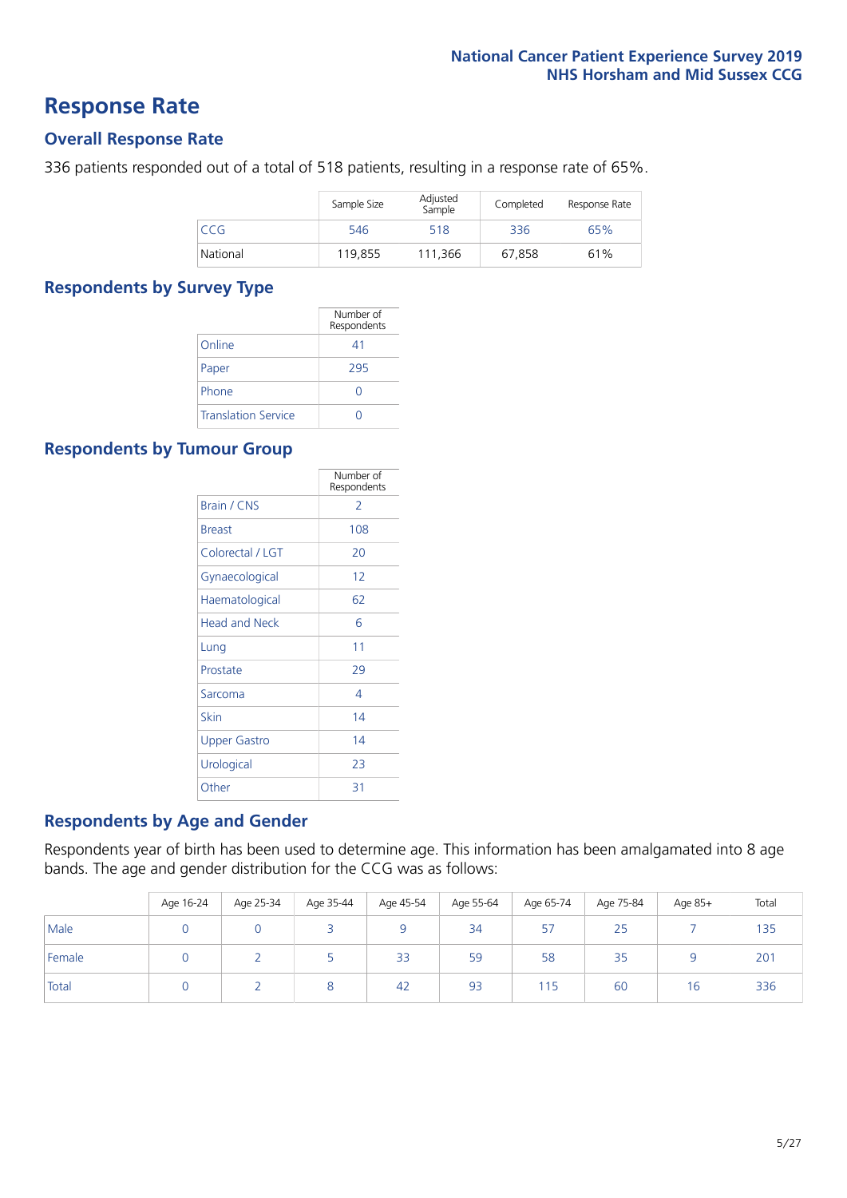# Response Rate

## Overall Response Rate

336 patients responded out of a total of 518 patients, resulting in a response rate of 65%.

| | Sample Size | Adjusted Sample | Completed | Response Rate |
|---|---|---|---|---|
| CCG | 546 | 518 | 336 | 65% |
| National | 119,855 | 111,366 | 67,858 | 61% |

## Respondents by Survey Type

| | Number of Respondents |
|---|---|
| Online | 41 |
| Paper | 295 |
| Phone | 0 |
| Translation Service | 0 |

## Respondents by Tumour Group

| | Number of Respondents |
|---|---|
| Brain / CNS | 2 |
| Breast | 108 |
| Colorectal / LGT | 20 |
| Gynaecological | 12 |
| Haematological | 62 |
| Head and Neck | 6 |
| Lung | 11 |
| Prostate | 29 |
| Sarcoma | 4 |
| Skin | 14 |
| Upper Gastro | 14 |
| Urological | 23 |
| Other | 31 |

## Respondents by Age and Gender

Respondents year of birth has been used to determine age. This information has been amalgamated into 8 age bands. The age and gender distribution for the CCG was as follows:

| | Age 16-24 | Age 25-34 | Age 35-44 | Age 45-54 | Age 55-64 | Age 65-74 | Age 75-84 | Age 85+ | Total |
|---|---|---|---|---|---|---|---|---|---|
| Male | 0 | 0 | 3 | 9 | 34 | 57 | 25 | 7 | 135 |
| Female | 0 | 2 | 5 | 33 | 59 | 58 | 35 | 9 | 201 |
| Total | 0 | 2 | 8 | 42 | 93 | 115 | 60 | 16 | 336 |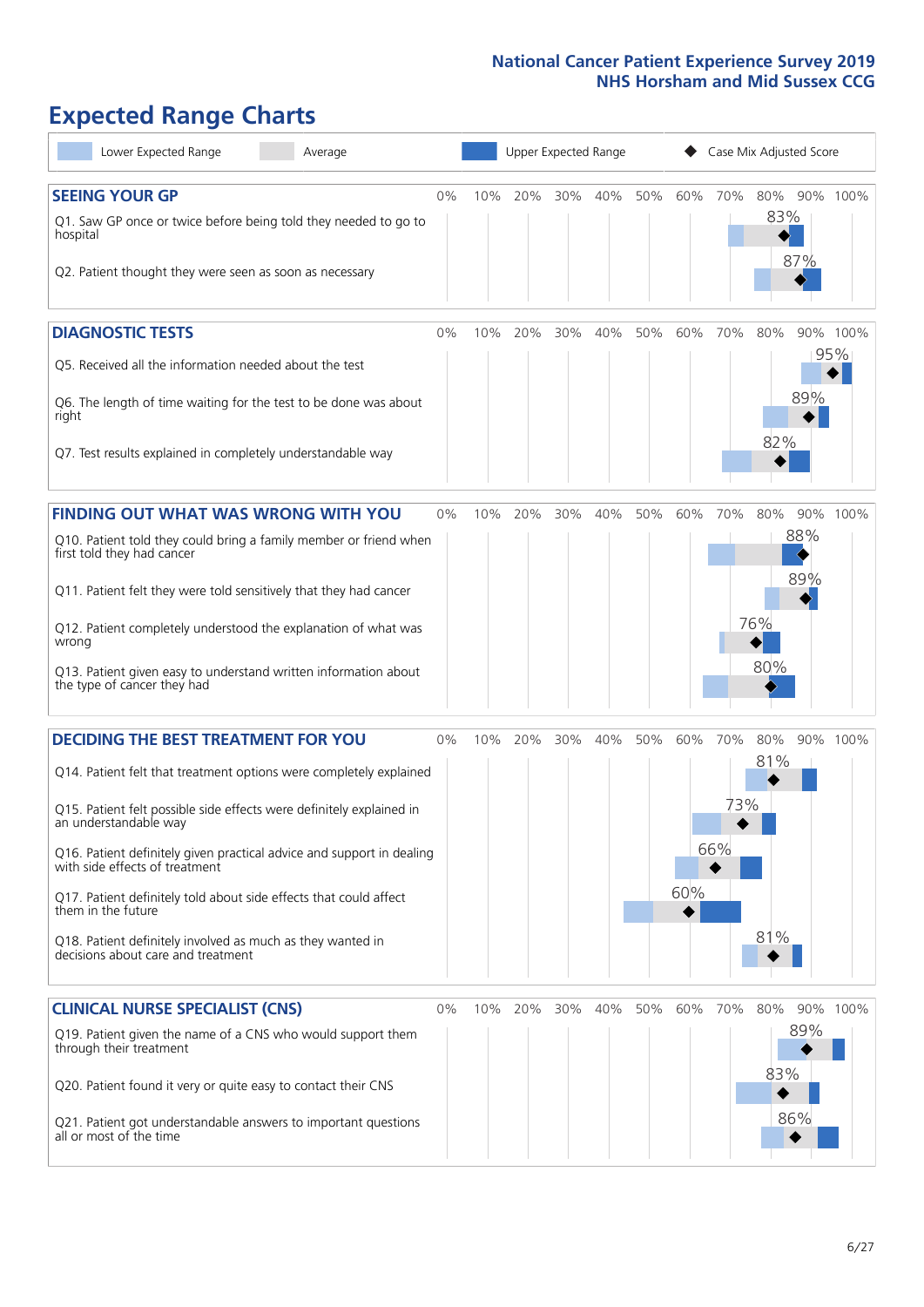# Expected Range Charts

Lower Expected Range | Average | Upper Expected Range | Case Mix Adjusted Score

## SEEING YOUR GP

| Question | Case Mix Adjusted Score |
|---|---|
| Q1. Saw GP once or twice before being told they needed to go to hospital | 83% |
| Q2. Patient thought they were seen as soon as necessary | 87% |

## DIAGNOSTIC TESTS

| Question | Case Mix Adjusted Score |
|---|---|
| Q5. Received all the information needed about the test | 95% |
| Q6. The length of time waiting for the test to be done was about right | 89% |
| Q7. Test results explained in completely understandable way | 82% |

## FINDING OUT WHAT WAS WRONG WITH YOU

| Question | Case Mix Adjusted Score |
|---|---|
| Q10. Patient told they could bring a family member or friend when first told they had cancer | 88% |
| Q11. Patient felt they were told sensitively that they had cancer | 89% |
| Q12. Patient completely understood the explanation of what was wrong | 76% |
| Q13. Patient given easy to understand written information about the type of cancer they had | 80% |

## DECIDING THE BEST TREATMENT FOR YOU

| Question | Case Mix Adjusted Score |
|---|---|
| Q14. Patient felt that treatment options were completely explained | 81% |
| Q15. Patient felt possible side effects were definitely explained in an understandable way | 73% |
| Q16. Patient definitely given practical advice and support in dealing with side effects of treatment | 66% |
| Q17. Patient definitely told about side effects that could affect them in the future | 60% |
| Q18. Patient definitely involved as much as they wanted in decisions about care and treatment | 81% |

## CLINICAL NURSE SPECIALIST (CNS)

| Question | Case Mix Adjusted Score |
|---|---|
| Q19. Patient given the name of a CNS who would support them through their treatment | 89% |
| Q20. Patient found it very or quite easy to contact their CNS | 83% |
| Q21. Patient got understandable answers to important questions all or most of the time | 86% |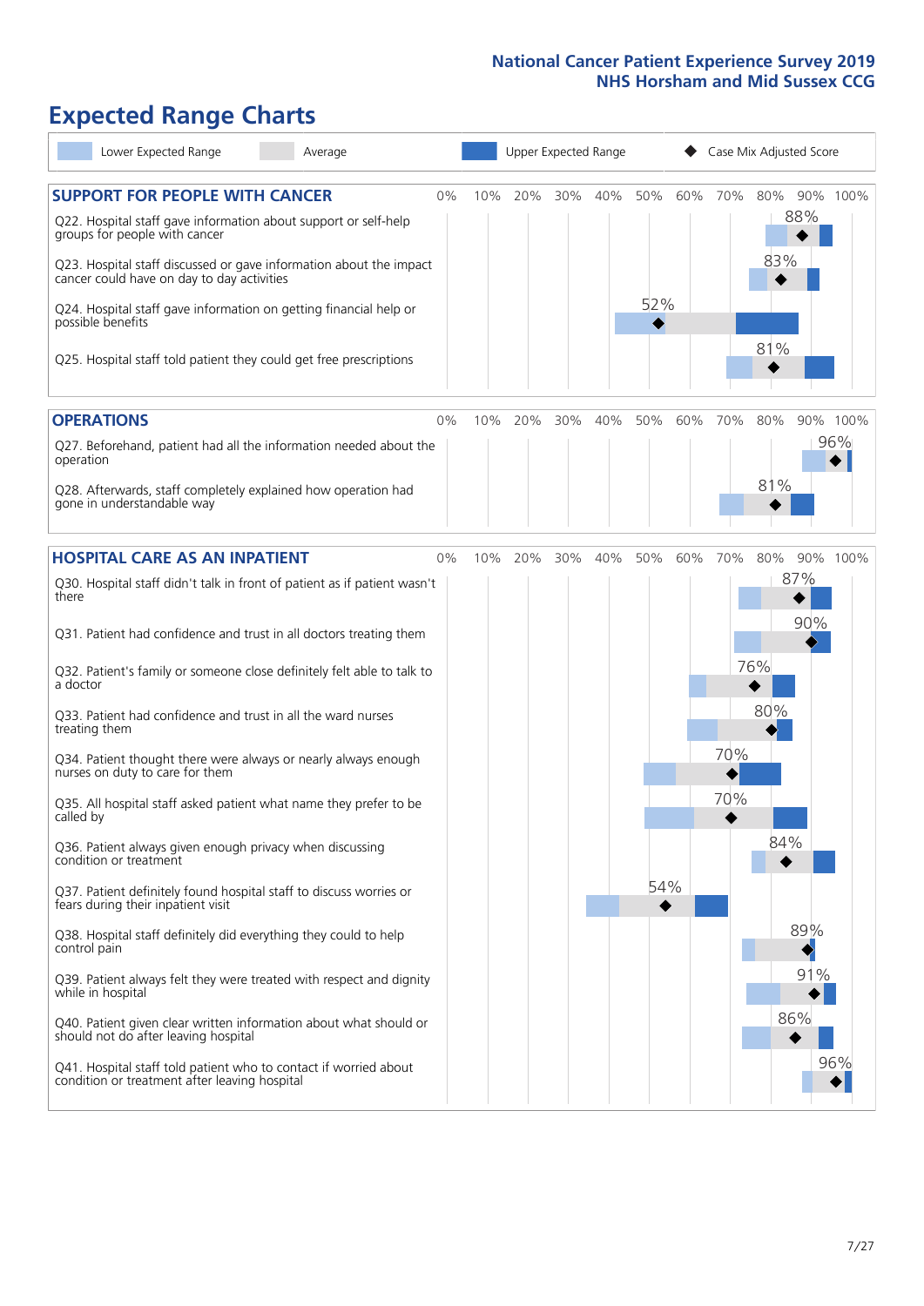# Expected Range Charts

Lower Expected Range | Average | Upper Expected Range | Case Mix Adjusted Score

## SUPPORT FOR PEOPLE WITH CANCER

| Question | Case Mix Adjusted Score |
|---|---|
| Q22. Hospital staff gave information about support or self-help groups for people with cancer | 88% |
| Q23. Hospital staff discussed or gave information about the impact cancer could have on day to day activities | 83% |
| Q24. Hospital staff gave information on getting financial help or possible benefits | 52% |
| Q25. Hospital staff told patient they could get free prescriptions | 81% |

## OPERATIONS

| Question | Case Mix Adjusted Score |
|---|---|
| Q27. Beforehand, patient had all the information needed about the operation | 96% |
| Q28. Afterwards, staff completely explained how operation had gone in understandable way | 81% |

## HOSPITAL CARE AS AN INPATIENT

| Question | Case Mix Adjusted Score |
|---|---|
| Q30. Hospital staff didn't talk in front of patient as if patient wasn't there | 87% |
| Q31. Patient had confidence and trust in all doctors treating them | 90% |
| Q32. Patient's family or someone close definitely felt able to talk to a doctor | 76% |
| Q33. Patient had confidence and trust in all the ward nurses treating them | 80% |
| Q34. Patient thought there were always or nearly always enough nurses on duty to care for them | 70% |
| Q35. All hospital staff asked patient what name they prefer to be called by | 70% |
| Q36. Patient always given enough privacy when discussing condition or treatment | 84% |
| Q37. Patient definitely found hospital staff to discuss worries or fears during their inpatient visit | 54% |
| Q38. Hospital staff definitely did everything they could to help control pain | 89% |
| Q39. Patient always felt they were treated with respect and dignity while in hospital | 91% |
| Q40. Patient given clear written information about what should or should not do after leaving hospital | 86% |
| Q41. Hospital staff told patient who to contact if worried about condition or treatment after leaving hospital | 96% |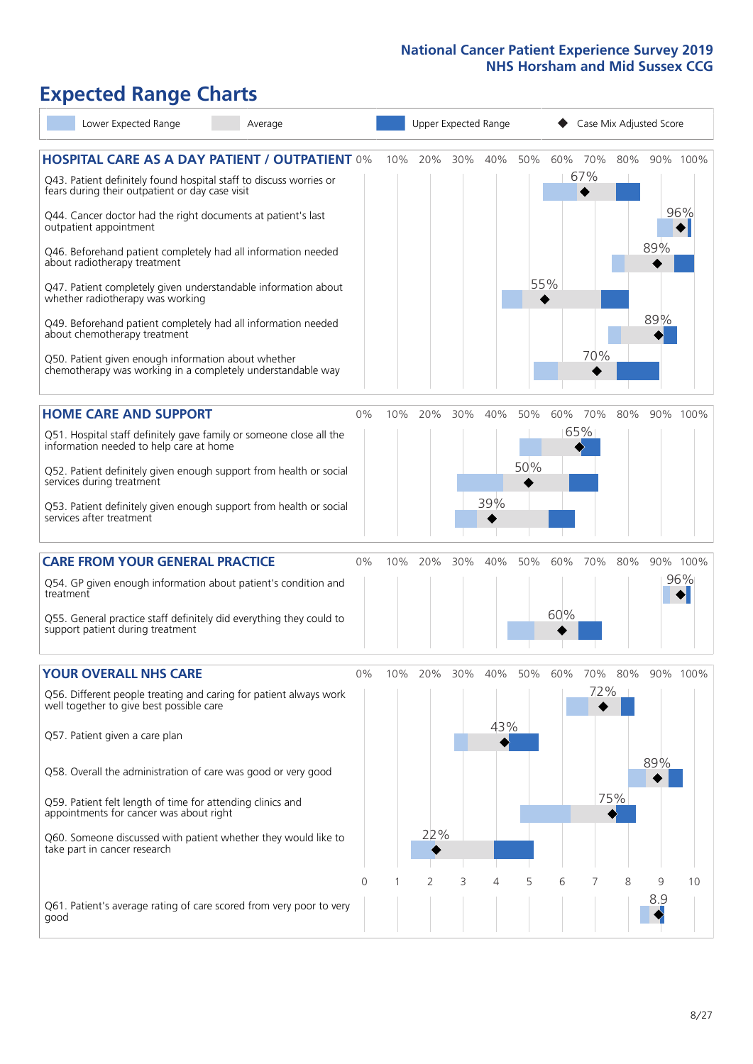# Expected Range Charts

Legend: Lower Expected Range | Average | Upper Expected Range | Case Mix Adjusted Score

## HOSPITAL CARE AS A DAY PATIENT / OUTPATIENT

| Question | Case Mix Adjusted Score |
|---|---|
| Q43. Patient definitely found hospital staff to discuss worries or fears during their outpatient or day case visit | 67% |
| Q44. Cancer doctor had the right documents at patient's last outpatient appointment | 96% |
| Q46. Beforehand patient completely had all information needed about radiotherapy treatment | 89% |
| Q47. Patient completely given understandable information about whether radiotherapy was working | 55% |
| Q49. Beforehand patient completely had all information needed about chemotherapy treatment | 89% |
| Q50. Patient given enough information about whether chemotherapy was working in a completely understandable way | 70% |

## HOME CARE AND SUPPORT

| Question | Case Mix Adjusted Score |
|---|---|
| Q51. Hospital staff definitely gave family or someone close all the information needed to help care at home | 65% |
| Q52. Patient definitely given enough support from health or social services during treatment | 50% |
| Q53. Patient definitely given enough support from health or social services after treatment | 39% |

## CARE FROM YOUR GENERAL PRACTICE

| Question | Case Mix Adjusted Score |
|---|---|
| Q54. GP given enough information about patient's condition and treatment | 96% |
| Q55. General practice staff definitely did everything they could to support patient during treatment | 60% |

## YOUR OVERALL NHS CARE

| Question | Case Mix Adjusted Score |
|---|---|
| Q56. Different people treating and caring for patient always work well together to give best possible care | 72% |
| Q57. Patient given a care plan | 43% |
| Q58. Overall the administration of care was good or very good | 89% |
| Q59. Patient felt length of time for attending clinics and appointments for cancer was about right | 75% |
| Q60. Someone discussed with patient whether they would like to take part in cancer research | 22% |
| Q61. Patient's average rating of care scored from very poor to very good | 8.9 |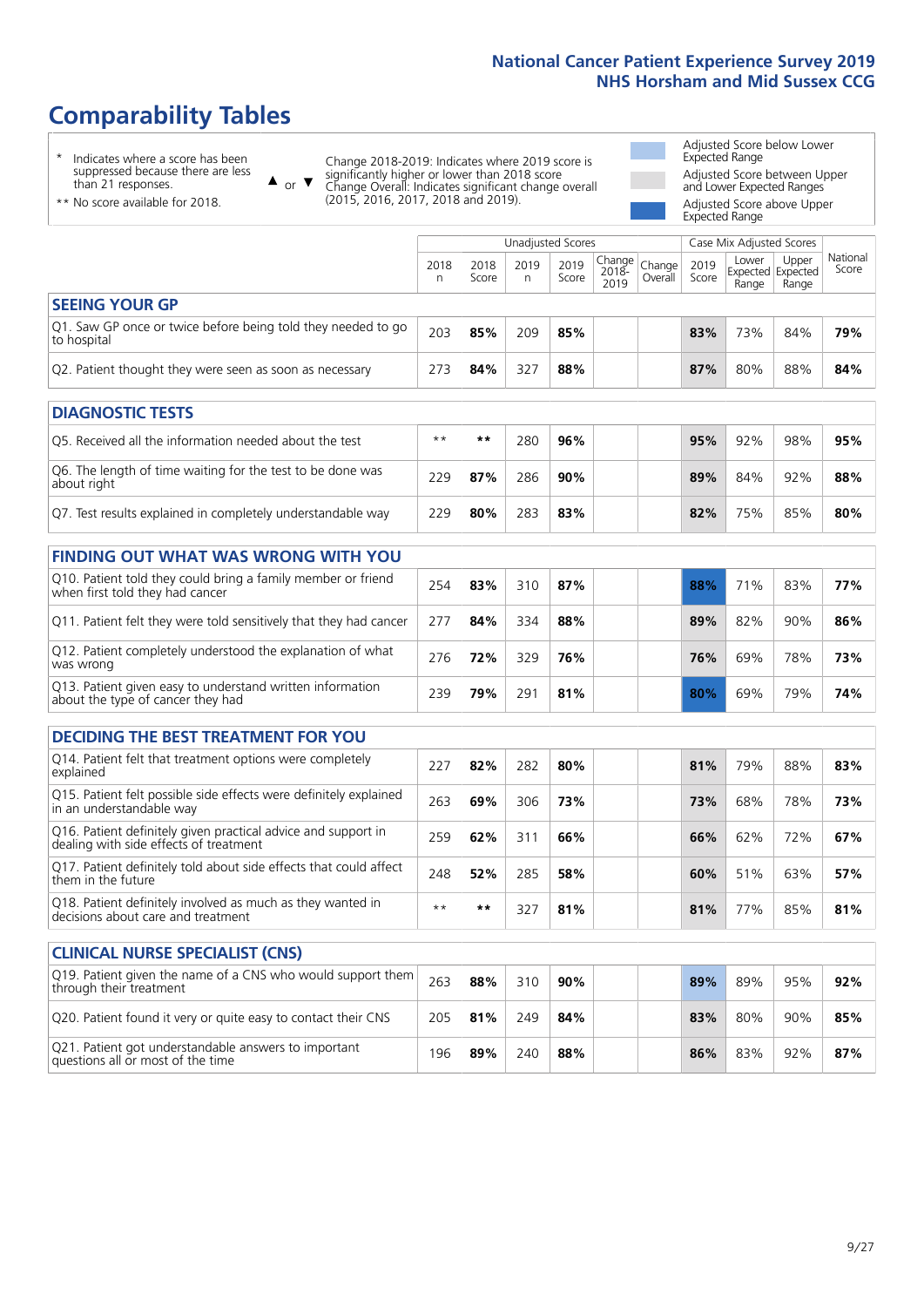# National Cancer Patient Experience Survey 2019
# NHS Horsham and Mid Sussex CCG

## Comparability Tables

\* Indicates where a score has been suppressed because there are less than 21 responses.

\*\* No score available for 2018.

▲ or ▼ Change 2018-2019: Indicates where 2019 score is significantly higher or lower than 2018 score. Change Overall: Indicates significant change overall (2015, 2016, 2017, 2018 and 2019).

Adjusted Score below Lower Expected Range

Adjusted Score between Upper and Lower Expected Ranges

Adjusted Score above Upper Expected Range

| | Unadjusted Scores | | | | | | Case Mix Adjusted Scores | | | |
|---|---|---|---|---|---|---|---|---|---|---|
| | 2018 n | 2018 Score | 2019 n | 2019 Score | Change 2018-2019 | Change Overall | 2019 Score | Lower Expected Range | Upper Expected Range | National Score |
| **SEEING YOUR GP** | | | | | | | | | | |
| Q1. Saw GP once or twice before being told they needed to go to hospital | 203 | **85%** | 209 | **85%** | | | **83%** | 73% | 84% | **79%** |
| Q2. Patient thought they were seen as soon as necessary | 273 | **84%** | 327 | **88%** | | | **87%** | 80% | 88% | **84%** |
| **DIAGNOSTIC TESTS** | | | | | | | | | | |
| Q5. Received all the information needed about the test | ** | ** | 280 | **96%** | | | **95%** | 92% | 98% | **95%** |
| Q6. The length of time waiting for the test to be done was about right | 229 | **87%** | 286 | **90%** | | | **89%** | 84% | 92% | **88%** |
| Q7. Test results explained in completely understandable way | 229 | **80%** | 283 | **83%** | | | **82%** | 75% | 85% | **80%** |
| **FINDING OUT WHAT WAS WRONG WITH YOU** | | | | | | | | | | |
| Q10. Patient told they could bring a family member or friend when first told they had cancer | 254 | **83%** | 310 | **87%** | | | **88%** | 71% | 83% | **77%** |
| Q11. Patient felt they were told sensitively that they had cancer | 277 | **84%** | 334 | **88%** | | | **89%** | 82% | 90% | **86%** |
| Q12. Patient completely understood the explanation of what was wrong | 276 | **72%** | 329 | **76%** | | | **76%** | 69% | 78% | **73%** |
| Q13. Patient given easy to understand written information about the type of cancer they had | 239 | **79%** | 291 | **81%** | | | **80%** | 69% | 79% | **74%** |
| **DECIDING THE BEST TREATMENT FOR YOU** | | | | | | | | | | |
| Q14. Patient felt that treatment options were completely explained | 227 | **82%** | 282 | **80%** | | | **81%** | 79% | 88% | **83%** |
| Q15. Patient felt possible side effects were definitely explained in an understandable way | 263 | **69%** | 306 | **73%** | | | **73%** | 68% | 78% | **73%** |
| Q16. Patient definitely given practical advice and support in dealing with side effects of treatment | 259 | **62%** | 311 | **66%** | | | **66%** | 62% | 72% | **67%** |
| Q17. Patient definitely told about side effects that could affect them in the future | 248 | **52%** | 285 | **58%** | | | **60%** | 51% | 63% | **57%** |
| Q18. Patient definitely involved as much as they wanted in decisions about care and treatment | ** | ** | 327 | **81%** | | | **81%** | 77% | 85% | **81%** |
| **CLINICAL NURSE SPECIALIST (CNS)** | | | | | | | | | | |
| Q19. Patient given the name of a CNS who would support them through their treatment | 263 | **88%** | 310 | **90%** | | | **89%** | 89% | 95% | **92%** |
| Q20. Patient found it very or quite easy to contact their CNS | 205 | **81%** | 249 | **84%** | | | **83%** | 80% | 90% | **85%** |
| Q21. Patient got understandable answers to important questions all or most of the time | 196 | **89%** | 240 | **88%** | | | **86%** | 83% | 92% | **87%** |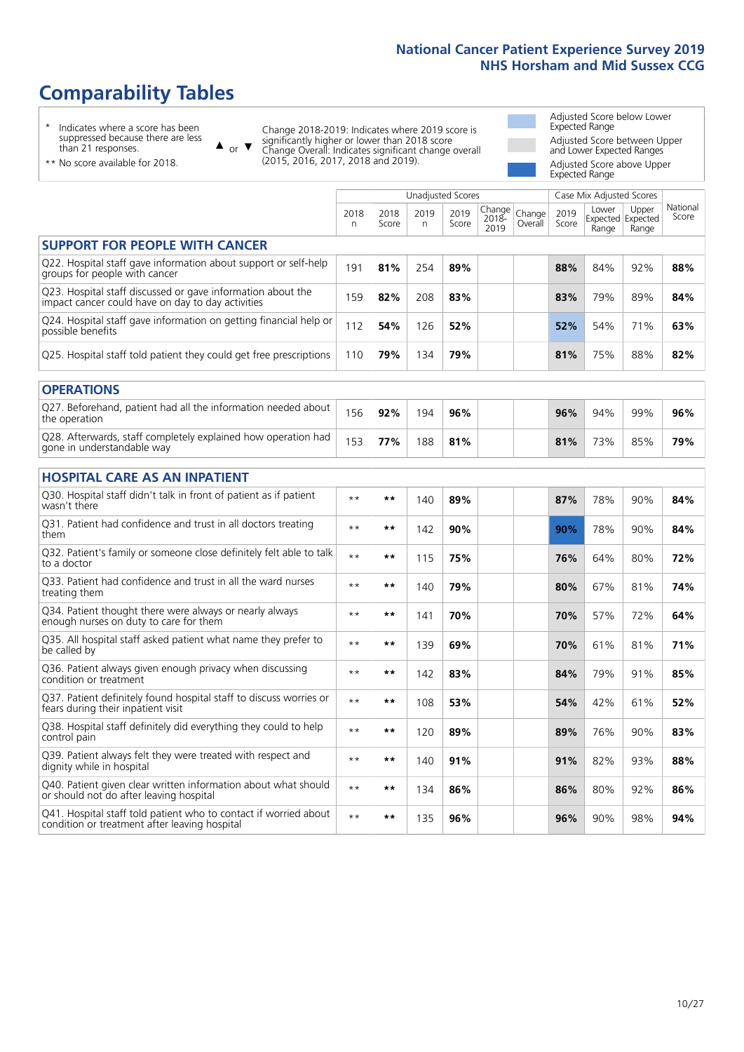# Comparability Tables

\* Indicates where a score has been suppressed because there are less than 21 responses.

** No score available for 2018.

▲ or ▼ Change 2018-2019: Indicates where 2019 score is significantly higher or lower than 2018 score. Change Overall: Indicates significant change overall (2015, 2016, 2017, 2018 and 2019).

Adjusted Score below Lower Expected Range

Adjusted Score between Upper and Lower Expected Ranges

Adjusted Score above Upper Expected Range

| | Unadjusted Scores | | | | | | Case Mix Adjusted Scores | | | |
|---|---|---|---|---|---|---|---|---|---|---|
| | 2018 n | 2018 Score | 2019 n | 2019 Score | Change 2018-2019 | Change Overall | 2019 Score | Lower Expected Range | Upper Expected Range | National Score |
| **SUPPORT FOR PEOPLE WITH CANCER** | | | | | | | | | | |
| Q22. Hospital staff gave information about support or self-help groups for people with cancer | 191 | **81%** | 254 | **89%** | | | **88%** | 84% | 92% | **88%** |
| Q23. Hospital staff discussed or gave information about the impact cancer could have on day to day activities | 159 | **82%** | 208 | **83%** | | | **83%** | 79% | 89% | **84%** |
| Q24. Hospital staff gave information on getting financial help or possible benefits | 112 | **54%** | 126 | **52%** | | | **52%** | 54% | 71% | **63%** |
| Q25. Hospital staff told patient they could get free prescriptions | 110 | **79%** | 134 | **79%** | | | **81%** | 75% | 88% | **82%** |
| **OPERATIONS** | | | | | | | | | | |
| Q27. Beforehand, patient had all the information needed about the operation | 156 | **92%** | 194 | **96%** | | | **96%** | 94% | 99% | **96%** |
| Q28. Afterwards, staff completely explained how operation had gone in understandable way | 153 | **77%** | 188 | **81%** | | | **81%** | 73% | 85% | **79%** |
| **HOSPITAL CARE AS AN INPATIENT** | | | | | | | | | | |
| Q30. Hospital staff didn't talk in front of patient as if patient wasn't there | ** | ** | 140 | **89%** | | | **87%** | 78% | 90% | **84%** |
| Q31. Patient had confidence and trust in all doctors treating them | ** | ** | 142 | **90%** | | | **90%** | 78% | 90% | **84%** |
| Q32. Patient's family or someone close definitely felt able to talk to a doctor | ** | ** | 115 | **75%** | | | **76%** | 64% | 80% | **72%** |
| Q33. Patient had confidence and trust in all the ward nurses treating them | ** | ** | 140 | **79%** | | | **80%** | 67% | 81% | **74%** |
| Q34. Patient thought there were always or nearly always enough nurses on duty to care for them | ** | ** | 141 | **70%** | | | **70%** | 57% | 72% | **64%** |
| Q35. All hospital staff asked patient what name they prefer to be called by | ** | ** | 139 | **69%** | | | **70%** | 61% | 81% | **71%** |
| Q36. Patient always given enough privacy when discussing condition or treatment | ** | ** | 142 | **83%** | | | **84%** | 79% | 91% | **85%** |
| Q37. Patient definitely found hospital staff to discuss worries or fears during their inpatient visit | ** | ** | 108 | **53%** | | | **54%** | 42% | 61% | **52%** |
| Q38. Hospital staff definitely did everything they could to help control pain | ** | ** | 120 | **89%** | | | **89%** | 76% | 90% | **83%** |
| Q39. Patient always felt they were treated with respect and dignity while in hospital | ** | ** | 140 | **91%** | | | **91%** | 82% | 93% | **88%** |
| Q40. Patient given clear written information about what should or should not do after leaving hospital | ** | ** | 134 | **86%** | | | **86%** | 80% | 92% | **86%** |
| Q41. Hospital staff told patient who to contact if worried about condition or treatment after leaving hospital | ** | ** | 135 | **96%** | | | **96%** | 90% | 98% | **94%** |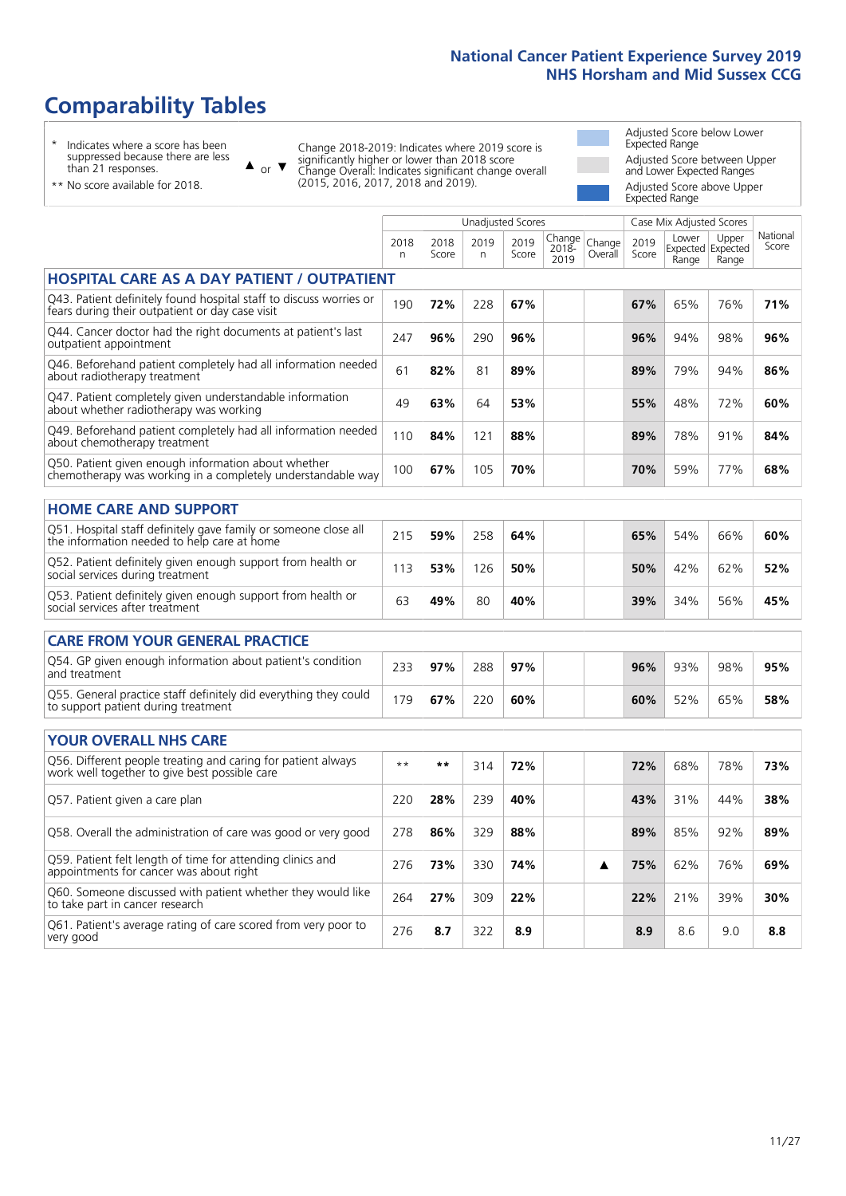# Comparability Tables

\* Indicates where a score has been suppressed because there are less than 21 responses.

\*\* No score available for 2018.

▲ or ▼ Change 2018-2019: Indicates where 2019 score is significantly higher or lower than 2018 score. Change Overall: Indicates significant change overall (2015, 2016, 2017, 2018 and 2019).

Adjusted Score below Lower Expected Range

Adjusted Score between Upper and Lower Expected Ranges

Adjusted Score above Upper Expected Range

| | Unadjusted Scores | | | | | | Case Mix Adjusted Scores | | | |
|---|---|---|---|---|---|---|---|---|---|---|
| | 2018 n | 2018 Score | 2019 n | 2019 Score | Change 2018-2019 | Change Overall | 2019 Score | Lower Expected Range | Upper Expected Range | National Score |
| **HOSPITAL CARE AS A DAY PATIENT / OUTPATIENT** | | | | | | | | | | |
| Q43. Patient definitely found hospital staff to discuss worries or fears during their outpatient or day case visit | 190 | 72% | 228 | 67% | | | 67% | 65% | 76% | 71% |
| Q44. Cancer doctor had the right documents at patient's last outpatient appointment | 247 | 96% | 290 | 96% | | | 96% | 94% | 98% | 96% |
| Q46. Beforehand patient completely had all information needed about radiotherapy treatment | 61 | 82% | 81 | 89% | | | 89% | 79% | 94% | 86% |
| Q47. Patient completely given understandable information about whether radiotherapy was working | 49 | 63% | 64 | 53% | | | 55% | 48% | 72% | 60% |
| Q49. Beforehand patient completely had all information needed about chemotherapy treatment | 110 | 84% | 121 | 88% | | | 89% | 78% | 91% | 84% |
| Q50. Patient given enough information about whether chemotherapy was working in a completely understandable way | 100 | 67% | 105 | 70% | | | 70% | 59% | 77% | 68% |
| **HOME CARE AND SUPPORT** | | | | | | | | | | |
| Q51. Hospital staff definitely gave family or someone close all the information needed to help care at home | 215 | 59% | 258 | 64% | | | 65% | 54% | 66% | 60% |
| Q52. Patient definitely given enough support from health or social services during treatment | 113 | 53% | 126 | 50% | | | 50% | 42% | 62% | 52% |
| Q53. Patient definitely given enough support from health or social services after treatment | 63 | 49% | 80 | 40% | | | 39% | 34% | 56% | 45% |
| **CARE FROM YOUR GENERAL PRACTICE** | | | | | | | | | | |
| Q54. GP given enough information about patient's condition and treatment | 233 | 97% | 288 | 97% | | | 96% | 93% | 98% | 95% |
| Q55. General practice staff definitely did everything they could to support patient during treatment | 179 | 67% | 220 | 60% | | | 60% | 52% | 65% | 58% |
| **YOUR OVERALL NHS CARE** | | | | | | | | | | |
| Q56. Different people treating and caring for patient always work well together to give best possible care | ** | ** | 314 | 72% | | | 72% | 68% | 78% | 73% |
| Q57. Patient given a care plan | 220 | 28% | 239 | 40% | | | 43% | 31% | 44% | 38% |
| Q58. Overall the administration of care was good or very good | 278 | 86% | 329 | 88% | | | 89% | 85% | 92% | 89% |
| Q59. Patient felt length of time for attending clinics and appointments for cancer was about right | 276 | 73% | 330 | 74% | | ▲ | 75% | 62% | 76% | 69% |
| Q60. Someone discussed with patient whether they would like to take part in cancer research | 264 | 27% | 309 | 22% | | | 22% | 21% | 39% | 30% |
| Q61. Patient's average rating of care scored from very poor to very good | 276 | 8.7 | 322 | 8.9 | | | 8.9 | 8.6 | 9.0 | 8.8 |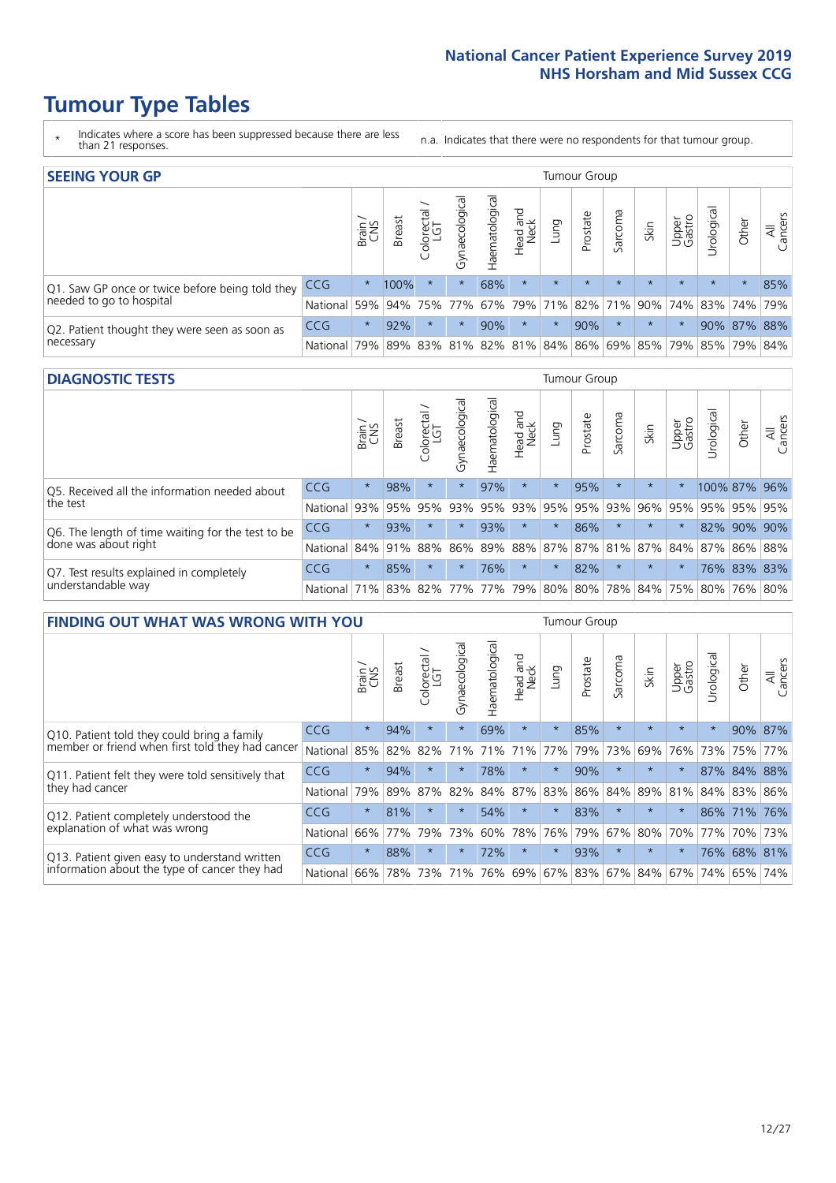# Tumour Type Tables

\* Indicates where a score has been suppressed because there are less than 21 responses.

n.a. Indicates that there were no respondents for that tumour group.

## SEEING YOUR GP

| | | Brain / CNS | Breast | Colorectal / LGT | Gynaecological | Haematological | Head and Neck | Lung | Prostate | Sarcoma | Skin | Upper Gastro | Urological | Other | All Cancers |
|---|---|---|---|---|---|---|---|---|---|---|---|---|---|---|---|
| Q1. Saw GP once or twice before being told they needed to go to hospital | CCG | * | 100% | * | * | 68% | * | * | * | * | * | * | * | * | 85% |
| | National | 59% | 94% | 75% | 77% | 67% | 79% | 71% | 82% | 71% | 90% | 74% | 83% | 74% | 79% |
| Q2. Patient thought they were seen as soon as necessary | CCG | * | 92% | * | * | 90% | * | * | 90% | * | * | * | 90% | 87% | 88% |
| | National | 79% | 89% | 83% | 81% | 82% | 81% | 84% | 86% | 69% | 85% | 79% | 85% | 79% | 84% |

## DIAGNOSTIC TESTS

| | | Brain / CNS | Breast | Colorectal / LGT | Gynaecological | Haematological | Head and Neck | Lung | Prostate | Sarcoma | Skin | Upper Gastro | Urological | Other | All Cancers |
|---|---|---|---|---|---|---|---|---|---|---|---|---|---|---|---|
| Q5. Received all the information needed about the test | CCG | * | 98% | * | * | 97% | * | * | 95% | * | * | * | 100% | 87% | 96% |
| | National | 93% | 95% | 95% | 93% | 95% | 93% | 95% | 95% | 93% | 96% | 95% | 95% | 95% | 95% |
| Q6. The length of time waiting for the test to be done was about right | CCG | * | 93% | * | * | 93% | * | * | 86% | * | * | * | 82% | 90% | 90% |
| | National | 84% | 91% | 88% | 86% | 89% | 88% | 87% | 87% | 81% | 87% | 84% | 87% | 86% | 88% |
| Q7. Test results explained in completely understandable way | CCG | * | 85% | * | * | 76% | * | * | 82% | * | * | * | 76% | 83% | 83% |
| | National | 71% | 83% | 82% | 77% | 77% | 79% | 80% | 80% | 78% | 84% | 75% | 80% | 76% | 80% |

## FINDING OUT WHAT WAS WRONG WITH YOU

| | | Brain / CNS | Breast | Colorectal / LGT | Gynaecological | Haematological | Head and Neck | Lung | Prostate | Sarcoma | Skin | Upper Gastro | Urological | Other | All Cancers |
|---|---|---|---|---|---|---|---|---|---|---|---|---|---|---|---|
| Q10. Patient told they could bring a family member or friend when first told they had cancer | CCG | * | 94% | * | * | 69% | * | * | 85% | * | * | * | * | 90% | 87% |
| | National | 85% | 82% | 82% | 71% | 71% | 71% | 77% | 79% | 73% | 69% | 76% | 73% | 75% | 77% |
| Q11. Patient felt they were told sensitively that they had cancer | CCG | * | 94% | * | * | 78% | * | * | 90% | * | * | * | 87% | 84% | 88% |
| | National | 79% | 89% | 87% | 82% | 84% | 87% | 83% | 86% | 84% | 89% | 81% | 84% | 83% | 86% |
| Q12. Patient completely understood the explanation of what was wrong | CCG | * | 81% | * | * | 54% | * | * | 83% | * | * | * | 86% | 71% | 76% |
| | National | 66% | 77% | 79% | 73% | 60% | 78% | 76% | 79% | 67% | 80% | 70% | 77% | 70% | 73% |
| Q13. Patient given easy to understand written information about the type of cancer they had | CCG | * | 88% | * | * | 72% | * | * | 93% | * | * | * | 76% | 68% | 81% |
| | National | 66% | 78% | 73% | 71% | 76% | 69% | 67% | 83% | 67% | 84% | 67% | 74% | 65% | 74% |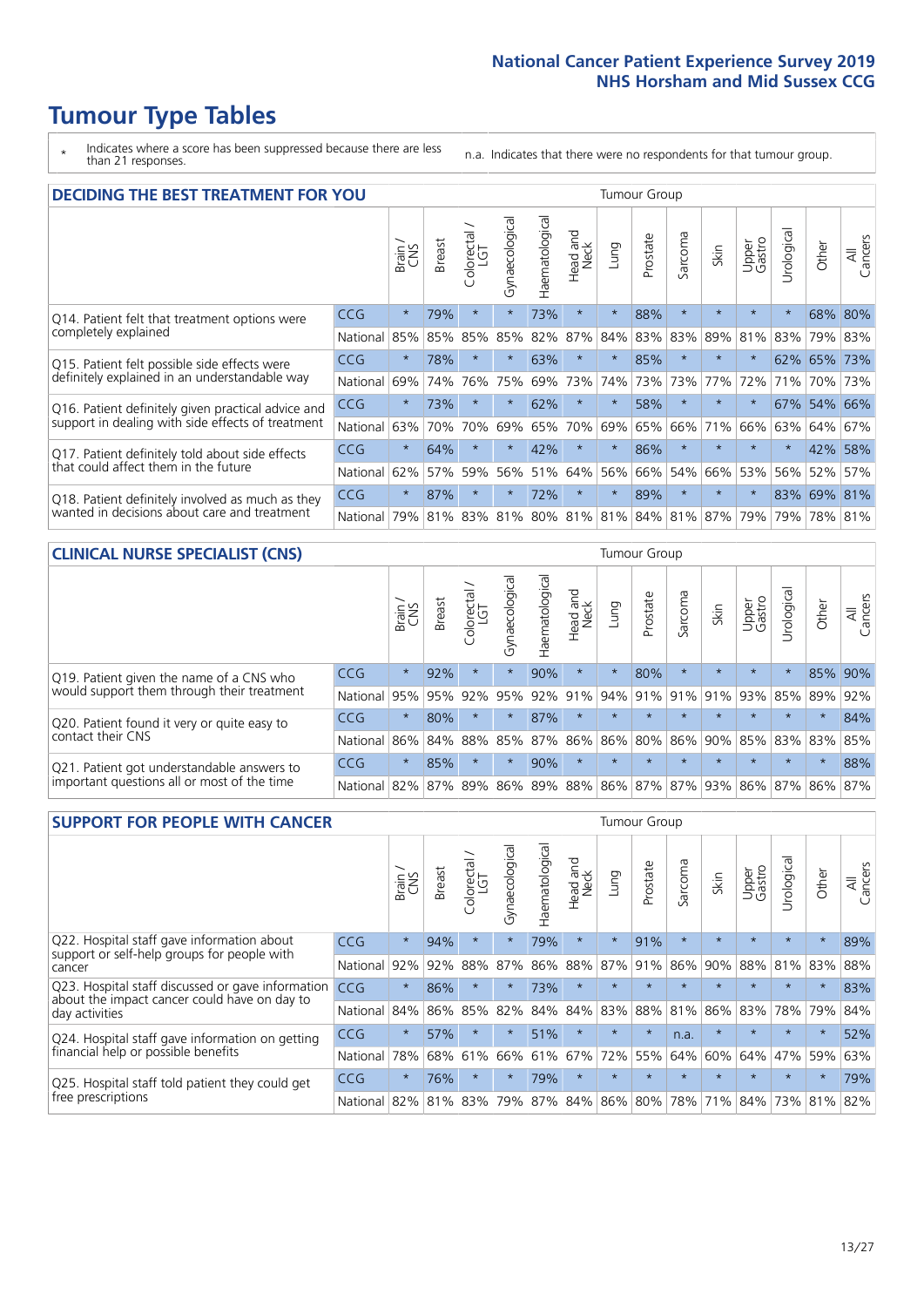# Tumour Type Tables

\* Indicates where a score has been suppressed because there are less than 21 responses.

n.a. Indicates that there were no respondents for that tumour group.

## DECIDING THE BEST TREATMENT FOR YOU

| | | Brain / CNS | Breast | Colorectal / LGT | Gynaecological | Haematological | Head and Neck | Lung | Prostate | Sarcoma | Skin | Upper Gastro | Urological | Other | All Cancers |
|---|---|---|---|---|---|---|---|---|---|---|---|---|---|---|---|
| Q14. Patient felt that treatment options were completely explained | CCG | * | 79% | * | * | 73% | * | * | 88% | * | * | * | * | 68% | 80% |
| | National | 85% | 85% | 85% | 85% | 82% | 87% | 84% | 83% | 83% | 89% | 81% | 83% | 79% | 83% |
| Q15. Patient felt possible side effects were definitely explained in an understandable way | CCG | * | 78% | * | * | 63% | * | * | 85% | * | * | * | 62% | 65% | 73% |
| | National | 69% | 74% | 76% | 75% | 69% | 73% | 74% | 73% | 73% | 77% | 72% | 71% | 70% | 73% |
| Q16. Patient definitely given practical advice and support in dealing with side effects of treatment | CCG | * | 73% | * | * | 62% | * | * | 58% | * | * | * | 67% | 54% | 66% |
| | National | 63% | 70% | 70% | 69% | 65% | 70% | 69% | 65% | 66% | 71% | 66% | 63% | 64% | 67% |
| Q17. Patient definitely told about side effects that could affect them in the future | CCG | * | 64% | * | * | 42% | * | * | 86% | * | * | * | * | 42% | 58% |
| | National | 62% | 57% | 59% | 56% | 51% | 64% | 56% | 66% | 54% | 66% | 53% | 56% | 52% | 57% |
| Q18. Patient definitely involved as much as they wanted in decisions about care and treatment | CCG | * | 87% | * | * | 72% | * | * | 89% | * | * | * | 83% | 69% | 81% |
| | National | 79% | 81% | 83% | 81% | 80% | 81% | 81% | 84% | 81% | 87% | 79% | 79% | 78% | 81% |

## CLINICAL NURSE SPECIALIST (CNS)

| | | Brain / CNS | Breast | Colorectal / LGT | Gynaecological | Haematological | Head and Neck | Lung | Prostate | Sarcoma | Skin | Upper Gastro | Urological | Other | All Cancers |
|---|---|---|---|---|---|---|---|---|---|---|---|---|---|---|---|
| Q19. Patient given the name of a CNS who would support them through their treatment | CCG | * | 92% | * | * | 90% | * | * | 80% | * | * | * | * | 85% | 90% |
| | National | 95% | 95% | 92% | 95% | 92% | 91% | 94% | 91% | 91% | 91% | 93% | 85% | 89% | 92% |
| Q20. Patient found it very or quite easy to contact their CNS | CCG | * | 80% | * | * | 87% | * | * | * | * | * | * | * | * | 84% |
| | National | 86% | 84% | 88% | 85% | 87% | 86% | 86% | 80% | 86% | 90% | 85% | 83% | 83% | 85% |
| Q21. Patient got understandable answers to important questions all or most of the time | CCG | * | 85% | * | * | 90% | * | * | * | * | * | * | * | * | 88% |
| | National | 82% | 87% | 89% | 86% | 89% | 88% | 86% | 87% | 87% | 93% | 86% | 87% | 86% | 87% |

## SUPPORT FOR PEOPLE WITH CANCER

| | | Brain / CNS | Breast | Colorectal / LGT | Gynaecological | Haematological | Head and Neck | Lung | Prostate | Sarcoma | Skin | Upper Gastro | Urological | Other | All Cancers |
|---|---|---|---|---|---|---|---|---|---|---|---|---|---|---|---|
| Q22. Hospital staff gave information about support or self-help groups for people with cancer | CCG | * | 94% | * | * | 79% | * | * | 91% | * | * | * | * | * | 89% |
| | National | 92% | 92% | 88% | 87% | 86% | 88% | 87% | 91% | 86% | 90% | 88% | 81% | 83% | 88% |
| Q23. Hospital staff discussed or gave information about the impact cancer could have on day to day activities | CCG | * | 86% | * | * | 73% | * | * | * | * | * | * | * | * | 83% |
| | National | 84% | 86% | 85% | 82% | 84% | 84% | 83% | 88% | 81% | 86% | 83% | 78% | 79% | 84% |
| Q24. Hospital staff gave information on getting financial help or possible benefits | CCG | * | 57% | * | * | 51% | * | * | * | n.a. | * | * | * | * | 52% |
| | National | 78% | 68% | 61% | 66% | 61% | 67% | 72% | 55% | 64% | 60% | 64% | 47% | 59% | 63% |
| Q25. Hospital staff told patient they could get free prescriptions | CCG | * | 76% | * | * | 79% | * | * | * | * | * | * | * | * | 79% |
| | National | 82% | 81% | 83% | 79% | 87% | 84% | 86% | 80% | 78% | 71% | 84% | 73% | 81% | 82% |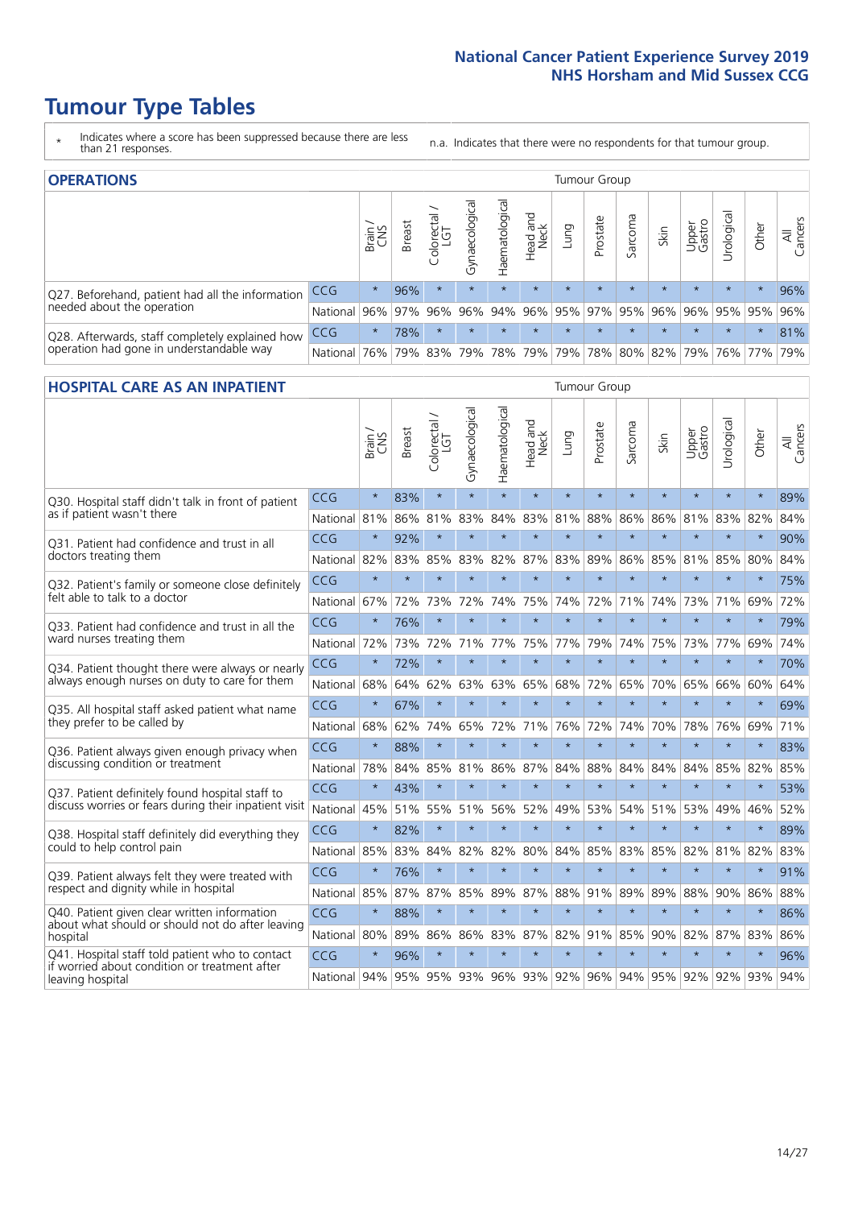# Tumour Type Tables

- \* Indicates where a score has been suppressed because there are less than 21 responses.
- n.a. Indicates that there were no respondents for that tumour group.

## OPERATIONS

| | | Brain / CNS | Breast | Colorectal / LGT | Gynaecological | Haematological | Head and Neck | Lung | Prostate | Sarcoma | Skin | Upper Gastro | Urological | Other | All Cancers |
|---|---|---|---|---|---|---|---|---|---|---|---|---|---|---|---|
| Q27. Beforehand, patient had all the information needed about the operation | CCG | * | 96% | * | * | * | * | * | * | * | * | * | * | * | 96% |
| | National | 96% | 97% | 96% | 96% | 94% | 96% | 95% | 97% | 95% | 96% | 96% | 95% | 95% | 96% |
| Q28. Afterwards, staff completely explained how operation had gone in understandable way | CCG | * | 78% | * | * | * | * | * | * | * | * | * | * | * | 81% |
| | National | 76% | 79% | 83% | 79% | 78% | 79% | 79% | 78% | 80% | 82% | 79% | 76% | 77% | 79% |

## HOSPITAL CARE AS AN INPATIENT

| | | Brain / CNS | Breast | Colorectal / LGT | Gynaecological | Haematological | Head and Neck | Lung | Prostate | Sarcoma | Skin | Upper Gastro | Urological | Other | All Cancers |
|---|---|---|---|---|---|---|---|---|---|---|---|---|---|---|---|
| Q30. Hospital staff didn't talk in front of patient as if patient wasn't there | CCG | * | 83% | * | * | * | * | * | * | * | * | * | * | * | 89% |
| | National | 81% | 86% | 81% | 83% | 84% | 83% | 81% | 88% | 86% | 86% | 81% | 83% | 82% | 84% |
| Q31. Patient had confidence and trust in all doctors treating them | CCG | * | 92% | * | * | * | * | * | * | * | * | * | * | * | 90% |
| | National | 82% | 83% | 85% | 83% | 82% | 87% | 83% | 89% | 86% | 85% | 81% | 85% | 80% | 84% |
| Q32. Patient's family or someone close definitely felt able to talk to a doctor | CCG | * | * | * | * | * | * | * | * | * | * | * | * | * | 75% |
| | National | 67% | 72% | 73% | 72% | 74% | 75% | 74% | 72% | 71% | 74% | 73% | 71% | 69% | 72% |
| Q33. Patient had confidence and trust in all the ward nurses treating them | CCG | * | 76% | * | * | * | * | * | * | * | * | * | * | * | 79% |
| | National | 72% | 73% | 72% | 71% | 77% | 75% | 77% | 79% | 74% | 75% | 73% | 77% | 69% | 74% |
| Q34. Patient thought there were always or nearly always enough nurses on duty to care for them | CCG | * | 72% | * | * | * | * | * | * | * | * | * | * | * | 70% |
| | National | 68% | 64% | 62% | 63% | 63% | 65% | 68% | 72% | 65% | 70% | 65% | 66% | 60% | 64% |
| Q35. All hospital staff asked patient what name they prefer to be called by | CCG | * | 67% | * | * | * | * | * | * | * | * | * | * | * | 69% |
| | National | 68% | 62% | 74% | 65% | 72% | 71% | 76% | 72% | 74% | 70% | 78% | 76% | 69% | 71% |
| Q36. Patient always given enough privacy when discussing condition or treatment | CCG | * | 88% | * | * | * | * | * | * | * | * | * | * | * | 83% |
| | National | 78% | 84% | 85% | 81% | 86% | 87% | 84% | 88% | 84% | 84% | 84% | 85% | 82% | 85% |
| Q37. Patient definitely found hospital staff to discuss worries or fears during their inpatient visit | CCG | * | 43% | * | * | * | * | * | * | * | * | * | * | * | 53% |
| | National | 45% | 51% | 55% | 51% | 56% | 52% | 49% | 53% | 54% | 51% | 53% | 49% | 46% | 52% |
| Q38. Hospital staff definitely did everything they could to help control pain | CCG | * | 82% | * | * | * | * | * | * | * | * | * | * | * | 89% |
| | National | 85% | 83% | 84% | 82% | 82% | 80% | 84% | 85% | 83% | 85% | 82% | 81% | 82% | 83% |
| Q39. Patient always felt they were treated with respect and dignity while in hospital | CCG | * | 76% | * | * | * | * | * | * | * | * | * | * | * | 91% |
| | National | 85% | 87% | 87% | 85% | 89% | 87% | 88% | 91% | 89% | 89% | 88% | 90% | 86% | 88% |
| Q40. Patient given clear written information about what should or should not do after leaving hospital | CCG | * | 88% | * | * | * | * | * | * | * | * | * | * | * | 86% |
| | National | 80% | 89% | 86% | 86% | 83% | 87% | 82% | 91% | 85% | 90% | 82% | 87% | 83% | 86% |
| Q41. Hospital staff told patient who to contact if worried about condition or treatment after leaving hospital | CCG | * | 96% | * | * | * | * | * | * | * | * | * | * | * | 96% |
| | National | 94% | 95% | 95% | 93% | 96% | 93% | 92% | 96% | 94% | 95% | 92% | 92% | 93% | 94% |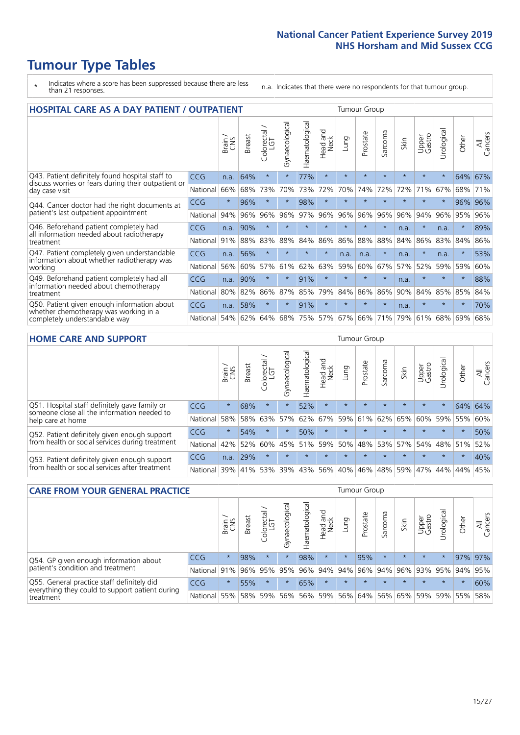# Tumour Type Tables

\* Indicates where a score has been suppressed because there are less than 21 responses.

n.a. Indicates that there were no respondents for that tumour group.

## HOSPITAL CARE AS A DAY PATIENT / OUTPATIENT

| | | Brain / CNS | Breast | Colorectal / LGT | Gynaecological | Haematological | Head and Neck | Lung | Prostate | Sarcoma | Skin | Upper Gastro | Urological | Other | All Cancers |
|---|---|---|---|---|---|---|---|---|---|---|---|---|---|---|---|
| Q43. Patient definitely found hospital staff to discuss worries or fears during their outpatient or day case visit | CCG | n.a. | 64% | * | * | 77% | * | * | * | * | * | * | * | 64% | 67% |
| | National | 66% | 68% | 73% | 70% | 73% | 72% | 70% | 74% | 72% | 72% | 71% | 67% | 68% | 71% |
| Q44. Cancer doctor had the right documents at patient's last outpatient appointment | CCG | * | 96% | * | * | 98% | * | * | * | * | * | * | * | 96% | 96% |
| | National | 94% | 96% | 96% | 96% | 97% | 96% | 96% | 96% | 96% | 96% | 94% | 96% | 95% | 96% |
| Q46. Beforehand patient completely had all information needed about radiotherapy treatment | CCG | n.a. | 90% | * | * | * | * | * | * | * | n.a. | * | n.a. | * | 89% |
| | National | 91% | 88% | 83% | 88% | 84% | 86% | 86% | 88% | 88% | 84% | 86% | 83% | 84% | 86% |
| Q47. Patient completely given understandable information about whether radiotherapy was working | CCG | n.a. | 56% | * | * | * | * | n.a. | n.a. | * | n.a. | * | n.a. | * | 53% |
| | National | 56% | 60% | 57% | 61% | 62% | 63% | 59% | 60% | 67% | 57% | 52% | 59% | 59% | 60% |
| Q49. Beforehand patient completely had all information needed about chemotherapy treatment | CCG | n.a. | 90% | * | * | 91% | * | * | * | * | n.a. | * | * | * | 88% |
| | National | 80% | 82% | 86% | 87% | 85% | 79% | 84% | 86% | 86% | 90% | 84% | 85% | 85% | 84% |
| Q50. Patient given enough information about whether chemotherapy was working in a completely understandable way | CCG | n.a. | 58% | * | * | 91% | * | * | * | * | n.a. | * | * | * | 70% |
| | National | 54% | 62% | 64% | 68% | 75% | 57% | 67% | 66% | 71% | 79% | 61% | 68% | 69% | 68% |

## HOME CARE AND SUPPORT

| | | Brain / CNS | Breast | Colorectal / LGT | Gynaecological | Haematological | Head and Neck | Lung | Prostate | Sarcoma | Skin | Upper Gastro | Urological | Other | All Cancers |
|---|---|---|---|---|---|---|---|---|---|---|---|---|---|---|---|
| Q51. Hospital staff definitely gave family or someone close all the information needed to help care at home | CCG | * | 68% | * | * | 52% | * | * | * | * | * | * | * | 64% | 64% |
| | National | 58% | 58% | 63% | 57% | 62% | 67% | 59% | 61% | 62% | 65% | 60% | 59% | 55% | 60% |
| Q52. Patient definitely given enough support from health or social services during treatment | CCG | * | 54% | * | * | 50% | * | * | * | * | * | * | * | * | 50% |
| | National | 42% | 52% | 60% | 45% | 51% | 59% | 50% | 48% | 53% | 57% | 54% | 48% | 51% | 52% |
| Q53. Patient definitely given enough support from health or social services after treatment | CCG | n.a. | 29% | * | * | * | * | * | * | * | * | * | * | * | 40% |
| | National | 39% | 41% | 53% | 39% | 43% | 56% | 40% | 46% | 48% | 59% | 47% | 44% | 44% | 45% |

## CARE FROM YOUR GENERAL PRACTICE

| | | Brain / CNS | Breast | Colorectal / LGT | Gynaecological | Haematological | Head and Neck | Lung | Prostate | Sarcoma | Skin | Upper Gastro | Urological | Other | All Cancers |
|---|---|---|---|---|---|---|---|---|---|---|---|---|---|---|---|
| Q54. GP given enough information about patient's condition and treatment | CCG | * | 98% | * | * | 98% | * | * | 95% | * | * | * | * | 97% | 97% |
| | National | 91% | 96% | 95% | 95% | 96% | 94% | 94% | 96% | 94% | 96% | 93% | 95% | 94% | 95% |
| Q55. General practice staff definitely did everything they could to support patient during treatment | CCG | * | 55% | * | * | 65% | * | * | * | * | * | * | * | * | 60% |
| | National | 55% | 58% | 59% | 56% | 56% | 59% | 56% | 64% | 56% | 65% | 59% | 59% | 55% | 58% |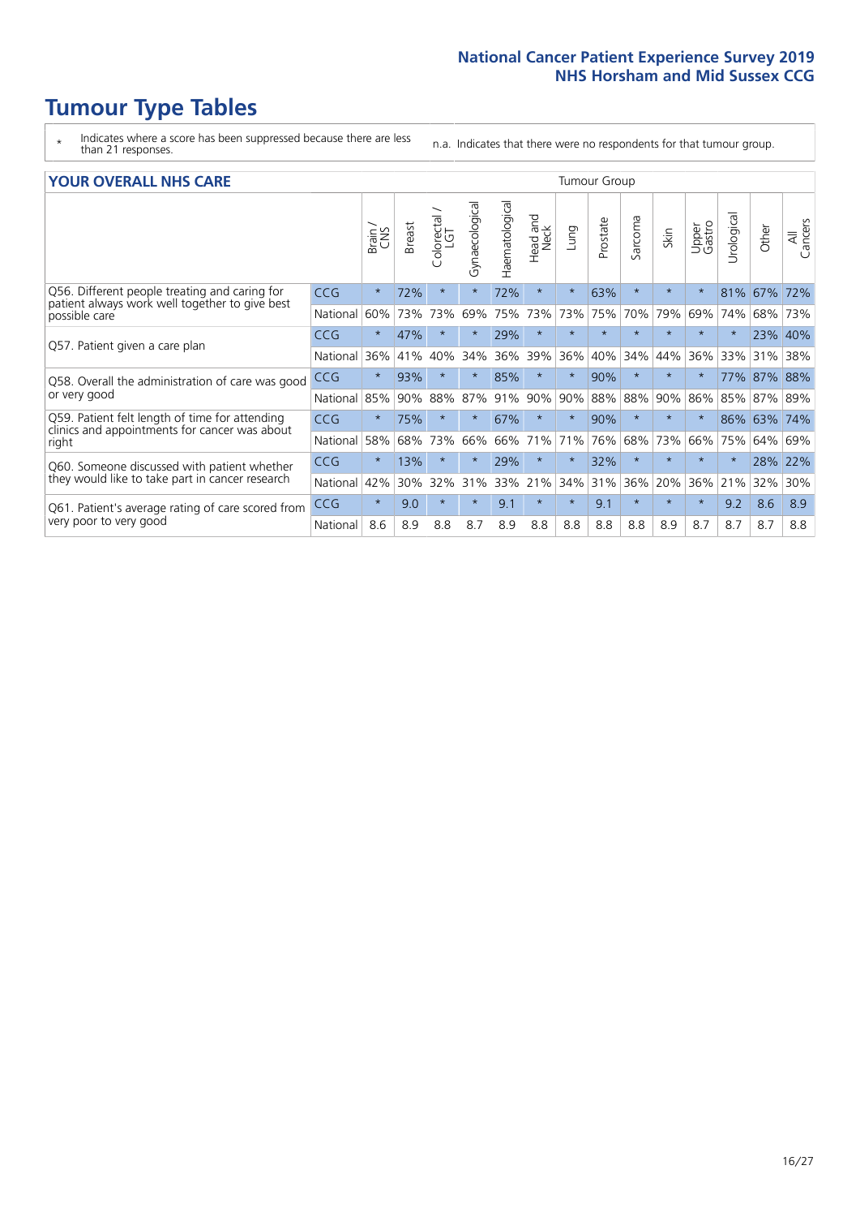# Tumour Type Tables

\* Indicates where a score has been suppressed because there are less than 21 responses.

n.a. Indicates that there were no respondents for that tumour group.

## YOUR OVERALL NHS CARE

| | | Brain / CNS | Breast | Colorectal / LGT | Gynaecological | Haematological | Head and Neck | Lung | Prostate | Sarcoma | Skin | Upper Gastro | Urological | Other | All Cancers |
|---|---|---|---|---|---|---|---|---|---|---|---|---|---|---|---|
| Q56. Different people treating and caring for patient always work well together to give best possible care | CCG | * | 72% | * | * | 72% | * | * | 63% | * | * | * | 81% | 67% | 72% |
| | National | 60% | 73% | 73% | 69% | 75% | 73% | 73% | 75% | 70% | 79% | 69% | 74% | 68% | 73% |
| Q57. Patient given a care plan | CCG | * | 47% | * | * | 29% | * | * | * | * | * | * | * | 23% | 40% |
| | National | 36% | 41% | 40% | 34% | 36% | 39% | 36% | 40% | 34% | 44% | 36% | 33% | 31% | 38% |
| Q58. Overall the administration of care was good or very good | CCG | * | 93% | * | * | 85% | * | * | 90% | * | * | * | 77% | 87% | 88% |
| | National | 85% | 90% | 88% | 87% | 91% | 90% | 90% | 88% | 88% | 90% | 86% | 85% | 87% | 89% |
| Q59. Patient felt length of time for attending clinics and appointments for cancer was about right | CCG | * | 75% | * | * | 67% | * | * | 90% | * | * | * | 86% | 63% | 74% |
| | National | 58% | 68% | 73% | 66% | 66% | 71% | 71% | 76% | 68% | 73% | 66% | 75% | 64% | 69% |
| Q60. Someone discussed with patient whether they would like to take part in cancer research | CCG | * | 13% | * | * | 29% | * | * | 32% | * | * | * | * | 28% | 22% |
| | National | 42% | 30% | 32% | 31% | 33% | 21% | 34% | 31% | 36% | 20% | 36% | 21% | 32% | 30% |
| Q61. Patient's average rating of care scored from very poor to very good | CCG | * | 9.0 | * | * | 9.1 | * | * | 9.1 | * | * | * | 9.2 | 8.6 | 8.9 |
| | National | 8.6 | 8.9 | 8.8 | 8.7 | 8.9 | 8.8 | 8.8 | 8.8 | 8.8 | 8.9 | 8.7 | 8.7 | 8.7 | 8.8 |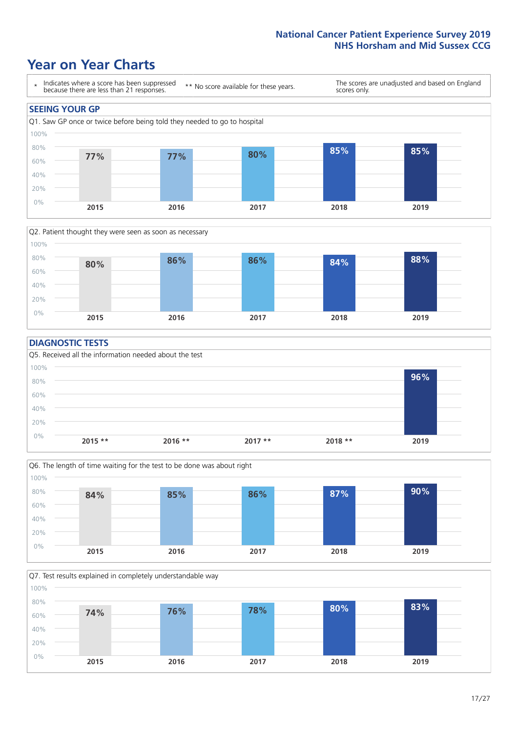# Year on Year Charts

\* Indicates where a score has been suppressed because there are less than 21 responses.

** No score available for these years.

The scores are unadjusted and based on England scores only.

## SEEING YOUR GP

Q1. Saw GP once or twice before being told they needed to go to hospital

| 2015 | 2016 | 2017 | 2018 | 2019 |
|---|---|---|---|---|
| 77% | 77% | 80% | 85% | 85% |

Q2. Patient thought they were seen as soon as necessary

| 2015 | 2016 | 2017 | 2018 | 2019 |
|---|---|---|---|---|
| 80% | 86% | 86% | 84% | 88% |

## DIAGNOSTIC TESTS

Q5. Received all the information needed about the test

| 2015 ** | 2016 ** | 2017 ** | 2018 ** | 2019 |
|---|---|---|---|---|
| | | | | 96% |

Q6. The length of time waiting for the test to be done was about right

| 2015 | 2016 | 2017 | 2018 | 2019 |
|---|---|---|---|---|
| 84% | 85% | 86% | 87% | 90% |

Q7. Test results explained in completely understandable way

| 2015 | 2016 | 2017 | 2018 | 2019 |
|---|---|---|---|---|
| 74% | 76% | 78% | 80% | 83% |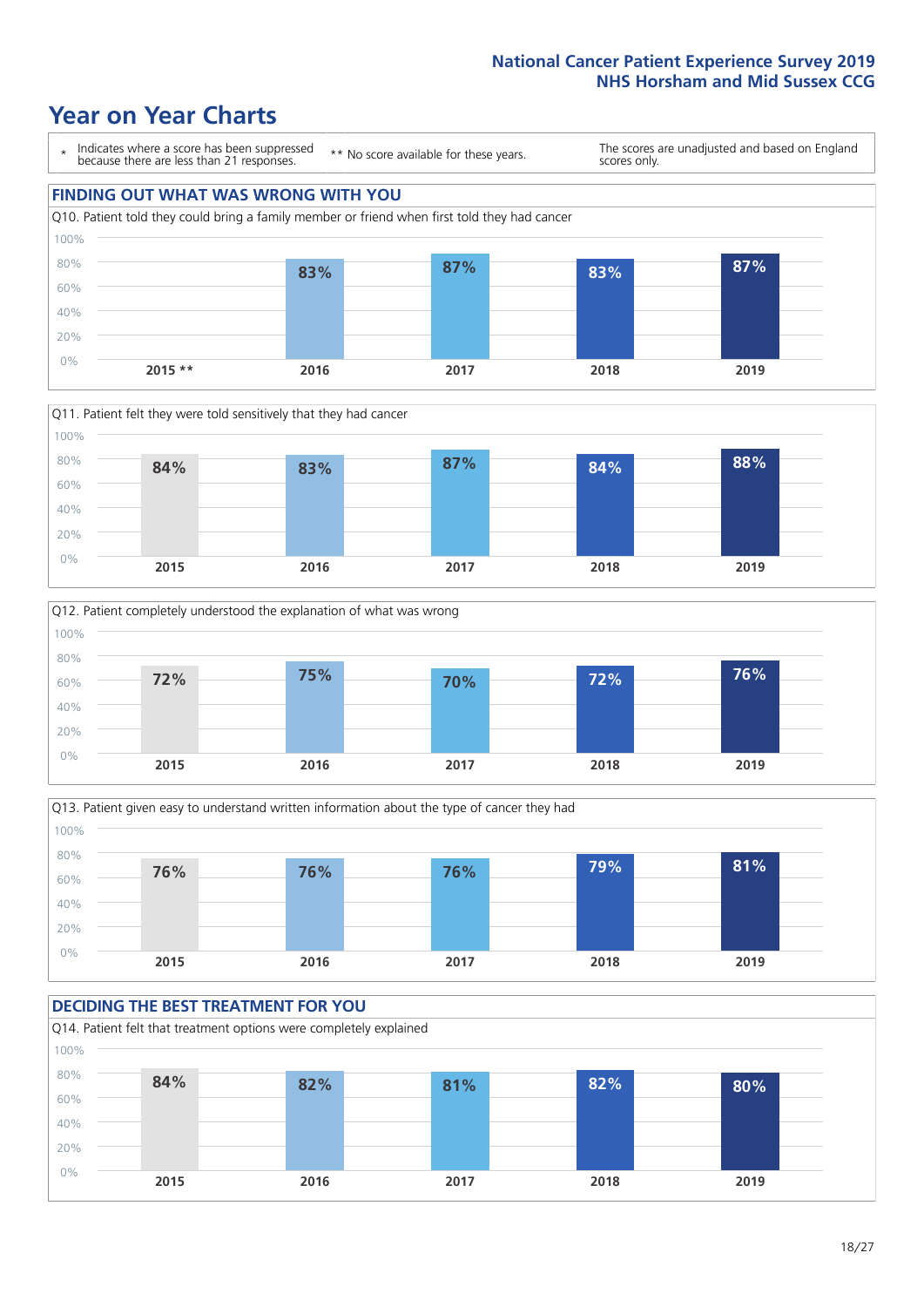# Year on Year Charts

| * Indicates where a score has been suppressed because there are less than 21 responses. | ** No score available for these years. | The scores are unadjusted and based on England scores only. |
|---|---|---|

## FINDING OUT WHAT WAS WRONG WITH YOU

Q10. Patient told they could bring a family member or friend when first told they had cancer

| 2015 ** | 2016 | 2017 | 2018 | 2019 |
|---|---|---|---|---|
| | 83% | 87% | 83% | 87% |

Q11. Patient felt they were told sensitively that they had cancer

| 2015 | 2016 | 2017 | 2018 | 2019 |
|---|---|---|---|---|
| 84% | 83% | 87% | 84% | 88% |

Q12. Patient completely understood the explanation of what was wrong

| 2015 | 2016 | 2017 | 2018 | 2019 |
|---|---|---|---|---|
| 72% | 75% | 70% | 72% | 76% |

Q13. Patient given easy to understand written information about the type of cancer they had

| 2015 | 2016 | 2017 | 2018 | 2019 |
|---|---|---|---|---|
| 76% | 76% | 76% | 79% | 81% |

## DECIDING THE BEST TREATMENT FOR YOU

Q14. Patient felt that treatment options were completely explained

| 2015 | 2016 | 2017 | 2018 | 2019 |
|---|---|---|---|---|
| 84% | 82% | 81% | 82% | 80% |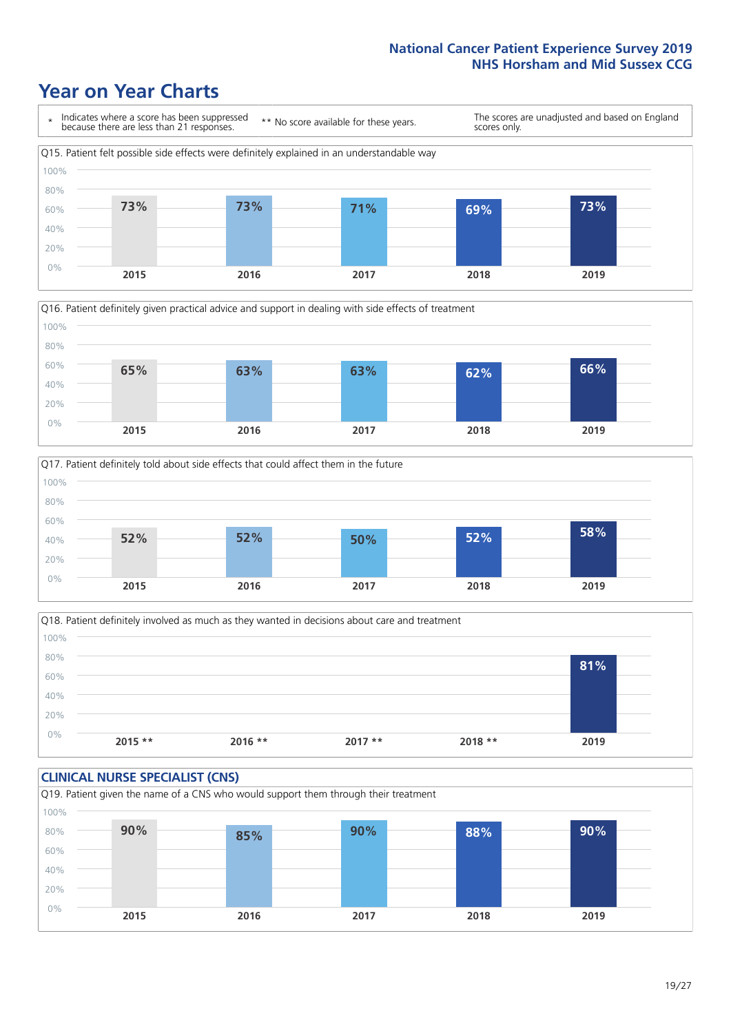# Year on Year Charts

\* Indicates where a score has been suppressed because there are less than 21 responses. ** No score available for these years. The scores are unadjusted and based on England scores only.

Q15. Patient felt possible side effects were definitely explained in an understandable way

| 2015 | 2016 | 2017 | 2018 | 2019 |
|---|---|---|---|---|
| 73% | 73% | 71% | 69% | 73% |

Q16. Patient definitely given practical advice and support in dealing with side effects of treatment

| 2015 | 2016 | 2017 | 2018 | 2019 |
|---|---|---|---|---|
| 65% | 63% | 63% | 62% | 66% |

Q17. Patient definitely told about side effects that could affect them in the future

| 2015 | 2016 | 2017 | 2018 | 2019 |
|---|---|---|---|---|
| 52% | 52% | 50% | 52% | 58% |

Q18. Patient definitely involved as much as they wanted in decisions about care and treatment

| 2015 ** | 2016 ** | 2017 ** | 2018 ** | 2019 |
|---|---|---|---|---|
| | | | | 81% |

## CLINICAL NURSE SPECIALIST (CNS)

Q19. Patient given the name of a CNS who would support them through their treatment

| 2015 | 2016 | 2017 | 2018 | 2019 |
|---|---|---|---|---|
| 90% | 85% | 90% | 88% | 90% |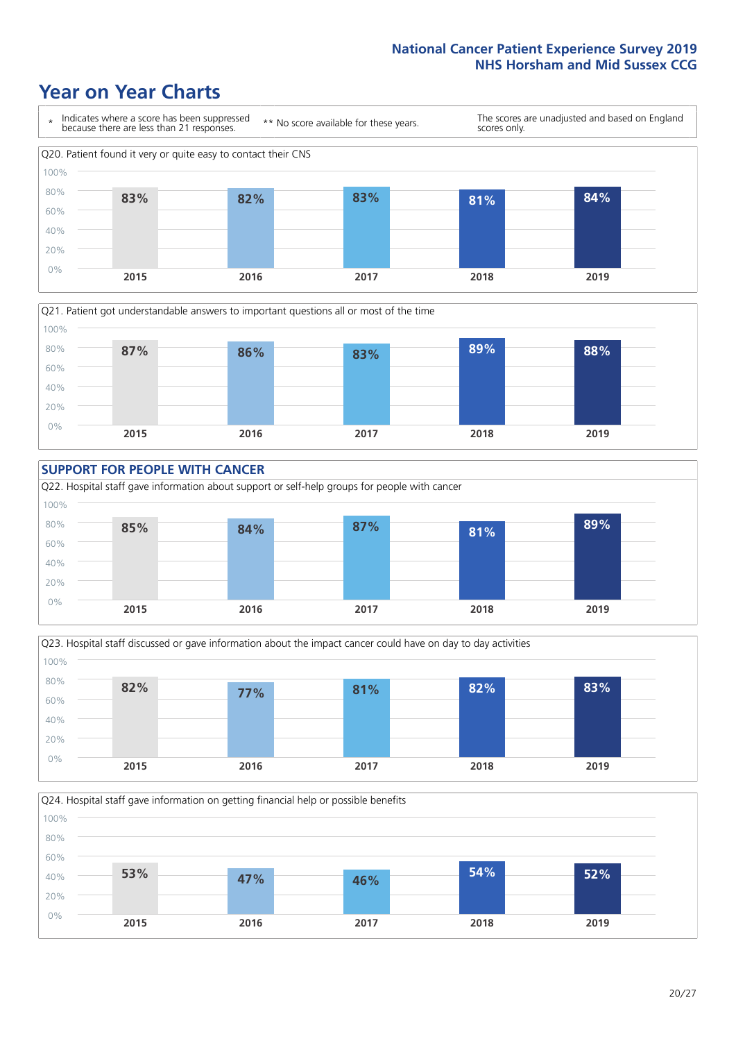# Year on Year Charts

\* Indicates where a score has been suppressed because there are less than 21 responses.

\*\* No score available for these years.

The scores are unadjusted and based on England scores only.

Q20. Patient found it very or quite easy to contact their CNS

| 2015 | 2016 | 2017 | 2018 | 2019 |
| --- | --- | --- | --- | --- |
| 83% | 82% | 83% | 81% | 84% |

Q21. Patient got understandable answers to important questions all or most of the time

| 2015 | 2016 | 2017 | 2018 | 2019 |
| --- | --- | --- | --- | --- |
| 87% | 86% | 83% | 89% | 88% |

## SUPPORT FOR PEOPLE WITH CANCER

Q22. Hospital staff gave information about support or self-help groups for people with cancer

| 2015 | 2016 | 2017 | 2018 | 2019 |
| --- | --- | --- | --- | --- |
| 85% | 84% | 87% | 81% | 89% |

Q23. Hospital staff discussed or gave information about the impact cancer could have on day to day activities

| 2015 | 2016 | 2017 | 2018 | 2019 |
| --- | --- | --- | --- | --- |
| 82% | 77% | 81% | 82% | 83% |

Q24. Hospital staff gave information on getting financial help or possible benefits

| 2015 | 2016 | 2017 | 2018 | 2019 |
| --- | --- | --- | --- | --- |
| 53% | 47% | 46% | 54% | 52% |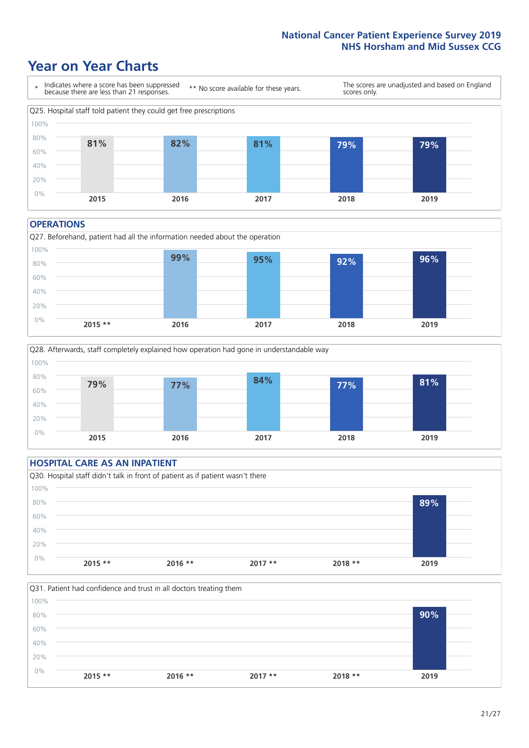# Year on Year Charts

\* Indicates where a score has been suppressed because there are less than 21 responses.

** No score available for these years.

The scores are unadjusted and based on England scores only.

Q25. Hospital staff told patient they could get free prescriptions

| 2015 | 2016 | 2017 | 2018 | 2019 |
|---|---|---|---|---|
| 81% | 82% | 81% | 79% | 79% |

## OPERATIONS

Q27. Beforehand, patient had all the information needed about the operation

| 2015 ** | 2016 | 2017 | 2018 | 2019 |
|---|---|---|---|---|
| | 99% | 95% | 92% | 96% |

Q28. Afterwards, staff completely explained how operation had gone in understandable way

| 2015 | 2016 | 2017 | 2018 | 2019 |
|---|---|---|---|---|
| 79% | 77% | 84% | 77% | 81% |

## HOSPITAL CARE AS AN INPATIENT

Q30. Hospital staff didn't talk in front of patient as if patient wasn't there

| 2015 ** | 2016 ** | 2017 ** | 2018 ** | 2019 |
|---|---|---|---|---|
| | | | | 89% |

Q31. Patient had confidence and trust in all doctors treating them

| 2015 ** | 2016 ** | 2017 ** | 2018 ** | 2019 |
|---|---|---|---|---|
| | | | | 90% |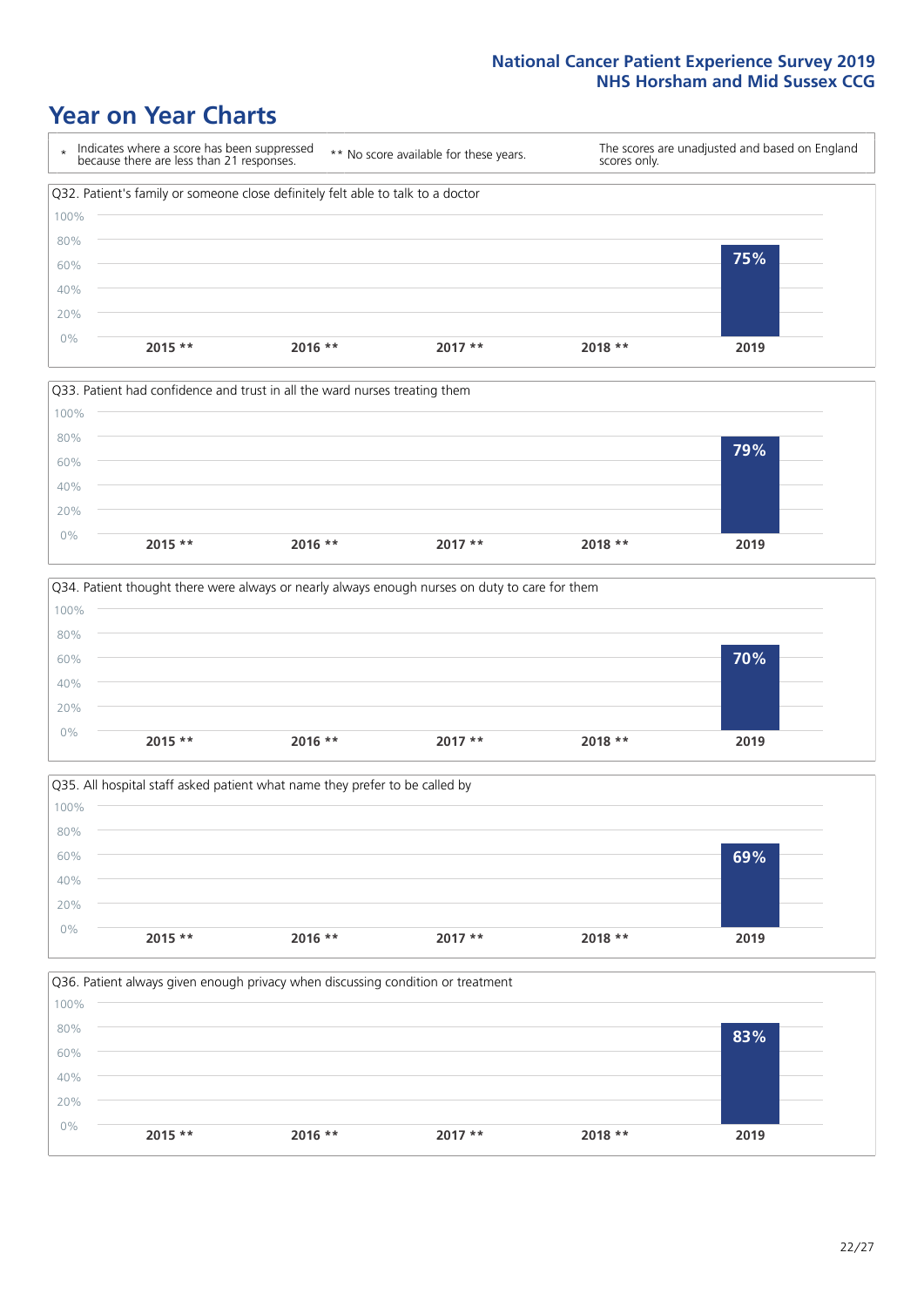# Year on Year Charts

| * Indicates where a score has been suppressed because there are less than 21 responses. | ** No score available for these years. | The scores are unadjusted and based on England scores only. |
|---|---|---|

Q32. Patient's family or someone close definitely felt able to talk to a doctor

| 2015 ** | 2016 ** | 2017 ** | 2018 ** | 2019 |
|---|---|---|---|---|
| | | | | 75% |

Q33. Patient had confidence and trust in all the ward nurses treating them

| 2015 ** | 2016 ** | 2017 ** | 2018 ** | 2019 |
|---|---|---|---|---|
| | | | | 79% |

Q34. Patient thought there were always or nearly always enough nurses on duty to care for them

| 2015 ** | 2016 ** | 2017 ** | 2018 ** | 2019 |
|---|---|---|---|---|
| | | | | 70% |

Q35. All hospital staff asked patient what name they prefer to be called by

| 2015 ** | 2016 ** | 2017 ** | 2018 ** | 2019 |
|---|---|---|---|---|
| | | | | 69% |

Q36. Patient always given enough privacy when discussing condition or treatment

| 2015 ** | 2016 ** | 2017 ** | 2018 ** | 2019 |
|---|---|---|---|---|
| | | | | 83% |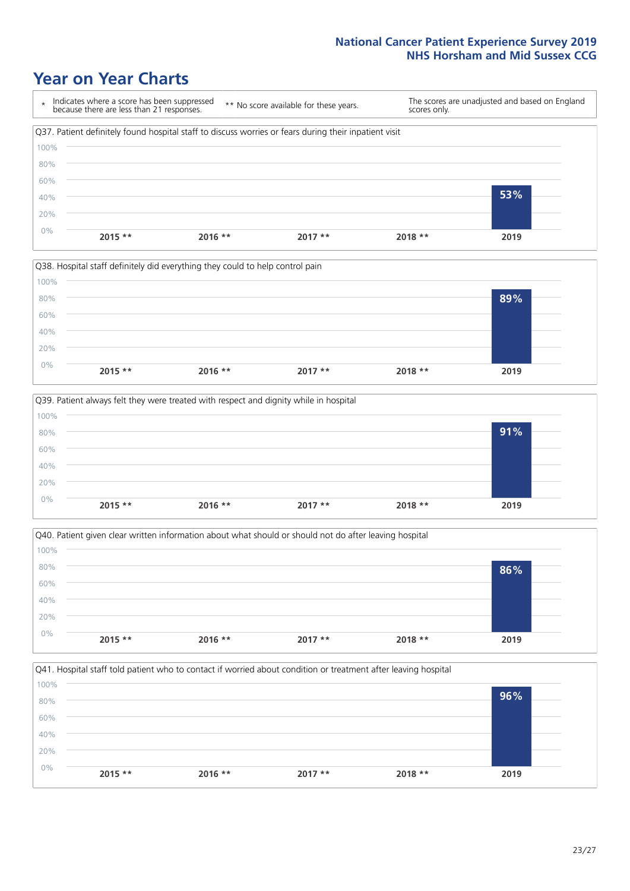# Year on Year Charts

\* Indicates where a score has been suppressed because there are less than 21 responses.

\*\* No score available for these years.

The scores are unadjusted and based on England scores only.

Q37. Patient definitely found hospital staff to discuss worries or fears during their inpatient visit

| 2015 ** | 2016 ** | 2017 ** | 2018 ** | 2019 |
|---|---|---|---|---|
| | | | | 53% |

Q38. Hospital staff definitely did everything they could to help control pain

| 2015 ** | 2016 ** | 2017 ** | 2018 ** | 2019 |
|---|---|---|---|---|
| | | | | 89% |

Q39. Patient always felt they were treated with respect and dignity while in hospital

| 2015 ** | 2016 ** | 2017 ** | 2018 ** | 2019 |
|---|---|---|---|---|
| | | | | 91% |

Q40. Patient given clear written information about what should or should not do after leaving hospital

| 2015 ** | 2016 ** | 2017 ** | 2018 ** | 2019 |
|---|---|---|---|---|
| | | | | 86% |

Q41. Hospital staff told patient who to contact if worried about condition or treatment after leaving hospital

| 2015 ** | 2016 ** | 2017 ** | 2018 ** | 2019 |
|---|---|---|---|---|
| | | | | 96% |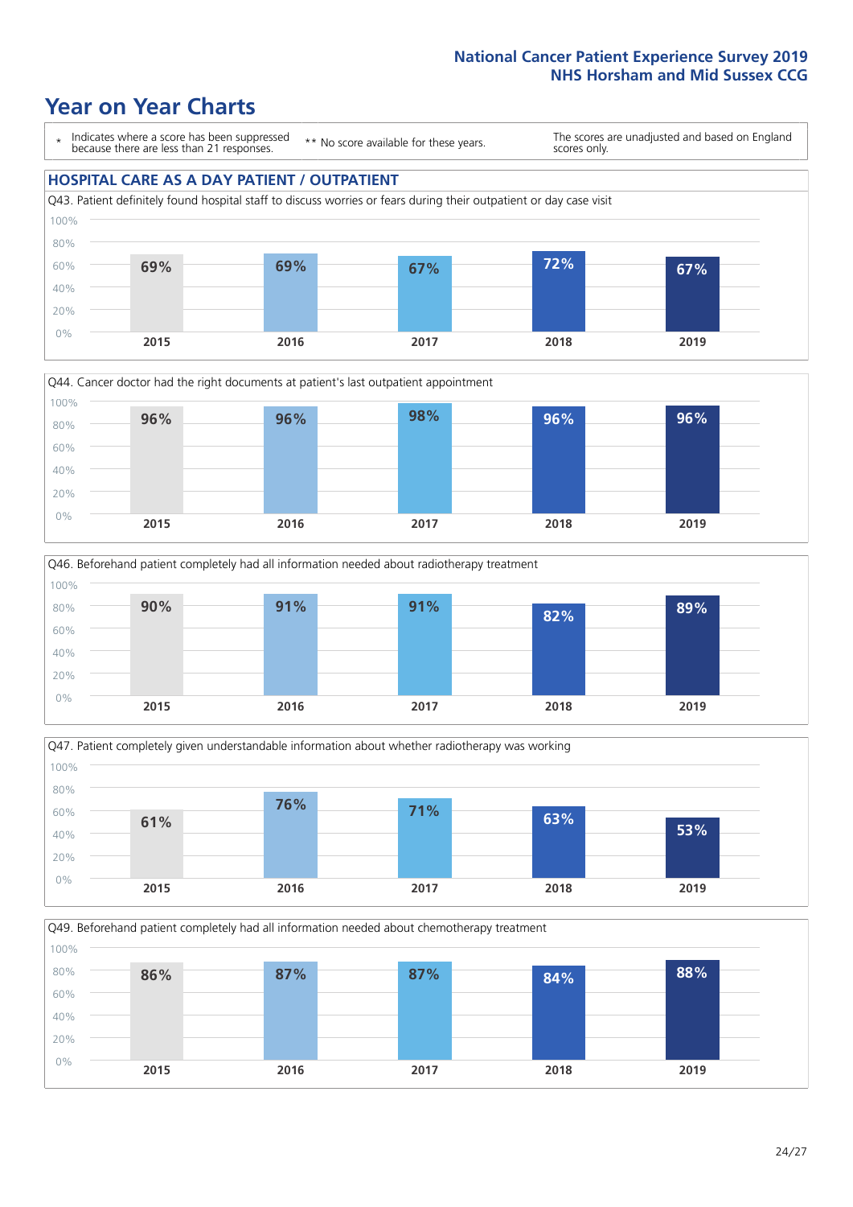# Year on Year Charts

\* Indicates where a score has been suppressed because there are less than 21 responses.

\*\* No score available for these years.

The scores are unadjusted and based on England scores only.

## HOSPITAL CARE AS A DAY PATIENT / OUTPATIENT

Q43. Patient definitely found hospital staff to discuss worries or fears during their outpatient or day case visit

| 2015 | 2016 | 2017 | 2018 | 2019 |
|---|---|---|---|---|
| 69% | 69% | 67% | 72% | 67% |

Q44. Cancer doctor had the right documents at patient's last outpatient appointment

| 2015 | 2016 | 2017 | 2018 | 2019 |
|---|---|---|---|---|
| 96% | 96% | 98% | 96% | 96% |

Q46. Beforehand patient completely had all information needed about radiotherapy treatment

| 2015 | 2016 | 2017 | 2018 | 2019 |
|---|---|---|---|---|
| 90% | 91% | 91% | 82% | 89% |

Q47. Patient completely given understandable information about whether radiotherapy was working

| 2015 | 2016 | 2017 | 2018 | 2019 |
|---|---|---|---|---|
| 61% | 76% | 71% | 63% | 53% |

Q49. Beforehand patient completely had all information needed about chemotherapy treatment

| 2015 | 2016 | 2017 | 2018 | 2019 |
|---|---|---|---|---|
| 86% | 87% | 87% | 84% | 88% |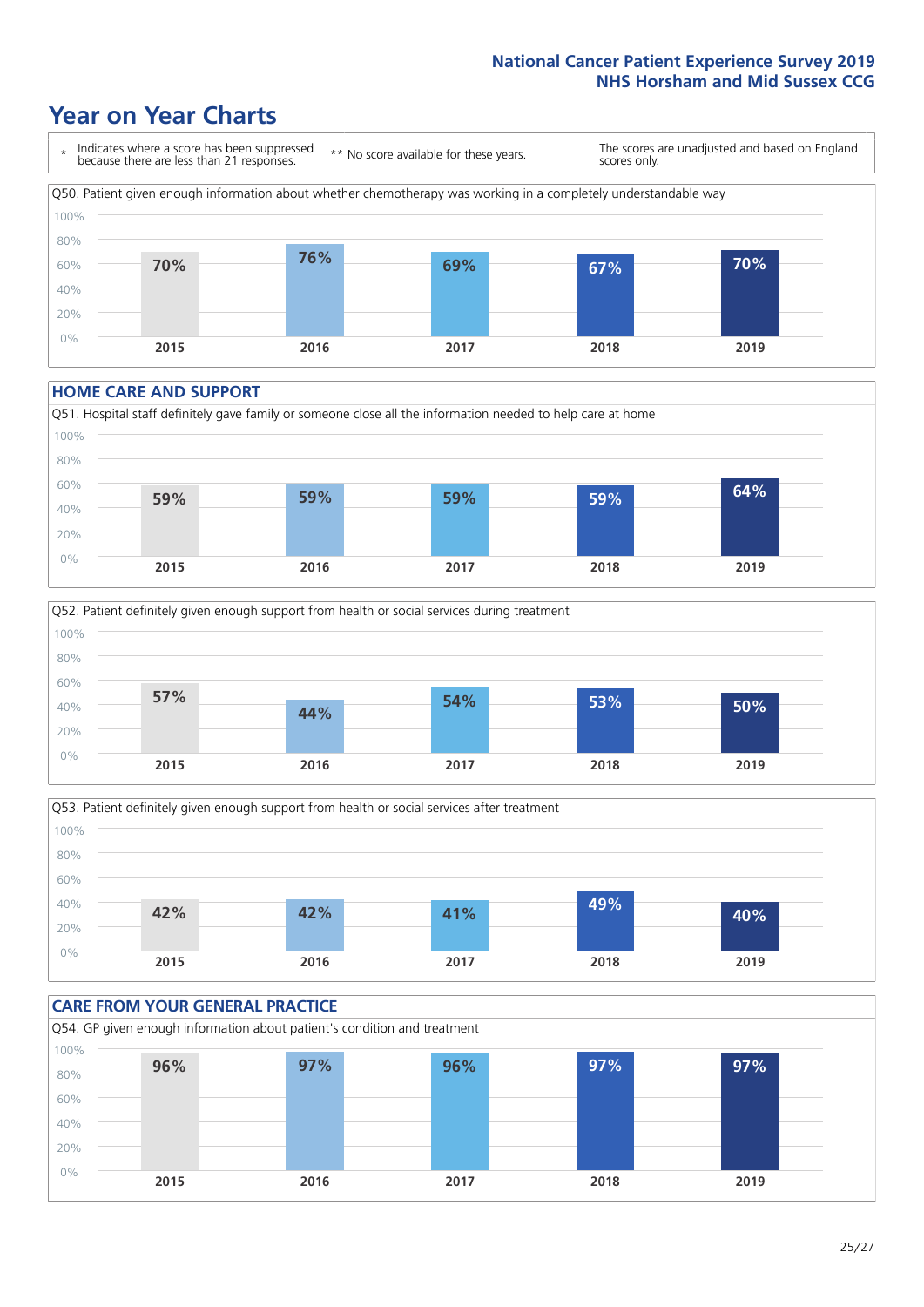# Year on Year Charts

\* Indicates where a score has been suppressed because there are less than 21 responses.

** No score available for these years.

The scores are unadjusted and based on England scores only.

Q50. Patient given enough information about whether chemotherapy was working in a completely understandable way

| 2015 | 2016 | 2017 | 2018 | 2019 |
| --- | --- | --- | --- | --- |
| 70% | 76% | 69% | 67% | 70% |

## HOME CARE AND SUPPORT

Q51. Hospital staff definitely gave family or someone close all the information needed to help care at home

| 2015 | 2016 | 2017 | 2018 | 2019 |
| --- | --- | --- | --- | --- |
| 59% | 59% | 59% | 59% | 64% |

Q52. Patient definitely given enough support from health or social services during treatment

| 2015 | 2016 | 2017 | 2018 | 2019 |
| --- | --- | --- | --- | --- |
| 57% | 44% | 54% | 53% | 50% |

Q53. Patient definitely given enough support from health or social services after treatment

| 2015 | 2016 | 2017 | 2018 | 2019 |
| --- | --- | --- | --- | --- |
| 42% | 42% | 41% | 49% | 40% |

## CARE FROM YOUR GENERAL PRACTICE

Q54. GP given enough information about patient's condition and treatment

| 2015 | 2016 | 2017 | 2018 | 2019 |
| --- | --- | --- | --- | --- |
| 96% | 97% | 96% | 97% | 97% |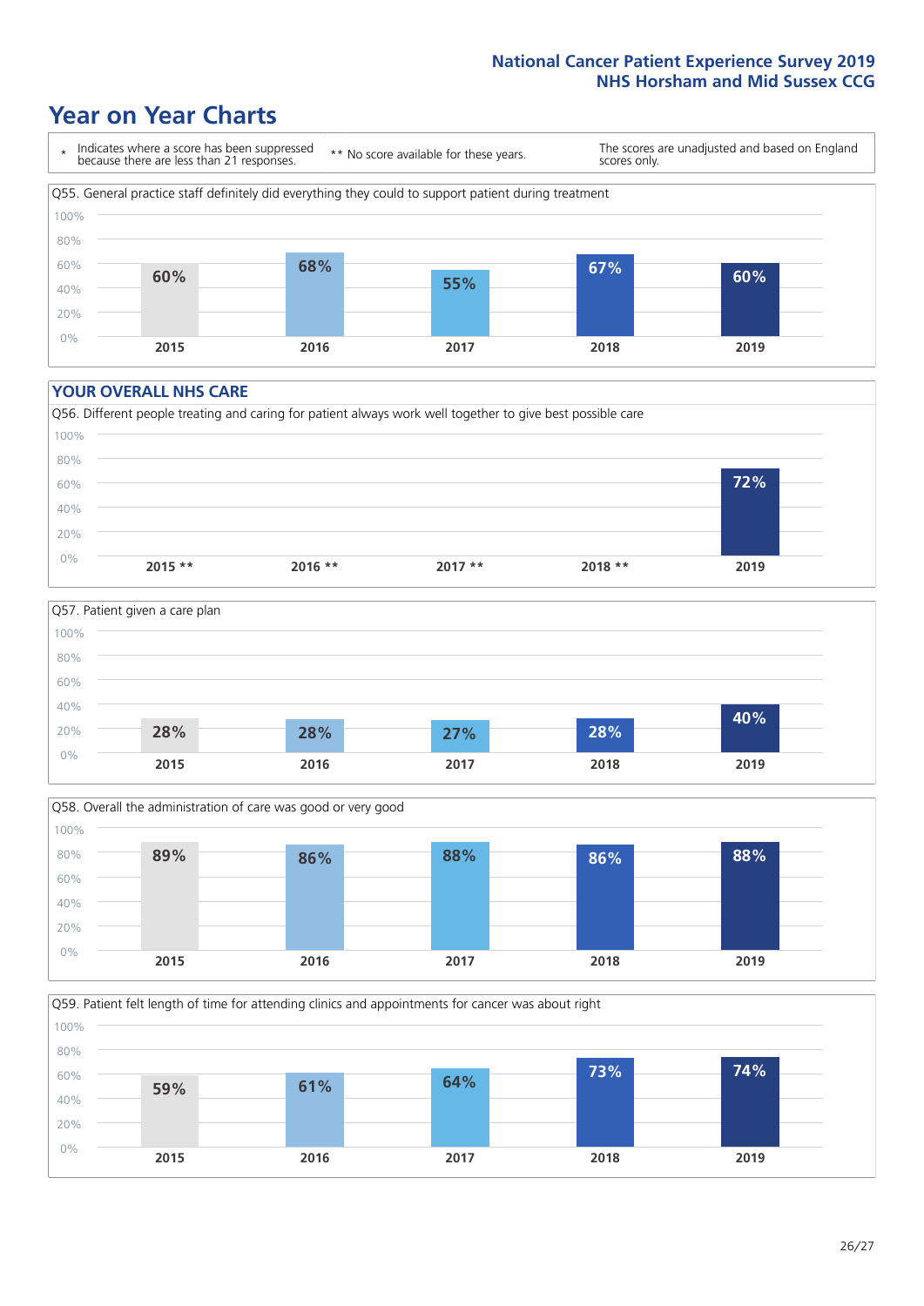## Year on Year Charts

\* Indicates where a score has been suppressed because there are less than 21 responses.

** No score available for these years.

The scores are unadjusted and based on England scores only.

Q55. General practice staff definitely did everything they could to support patient during treatment

| 2015 | 2016 | 2017 | 2018 | 2019 |
|---|---|---|---|---|
| 60% | 68% | 55% | 67% | 60% |

### YOUR OVERALL NHS CARE

Q56. Different people treating and caring for patient always work well together to give best possible care

| 2015 ** | 2016 ** | 2017 ** | 2018 ** | 2019 |
|---|---|---|---|---|
| | | | | 72% |

Q57. Patient given a care plan

| 2015 | 2016 | 2017 | 2018 | 2019 |
|---|---|---|---|---|
| 28% | 28% | 27% | 28% | 40% |

Q58. Overall the administration of care was good or very good

| 2015 | 2016 | 2017 | 2018 | 2019 |
|---|---|---|---|---|
| 89% | 86% | 88% | 86% | 88% |

Q59. Patient felt length of time for attending clinics and appointments for cancer was about right

| 2015 | 2016 | 2017 | 2018 | 2019 |
|---|---|---|---|---|
| 59% | 61% | 64% | 73% | 74% |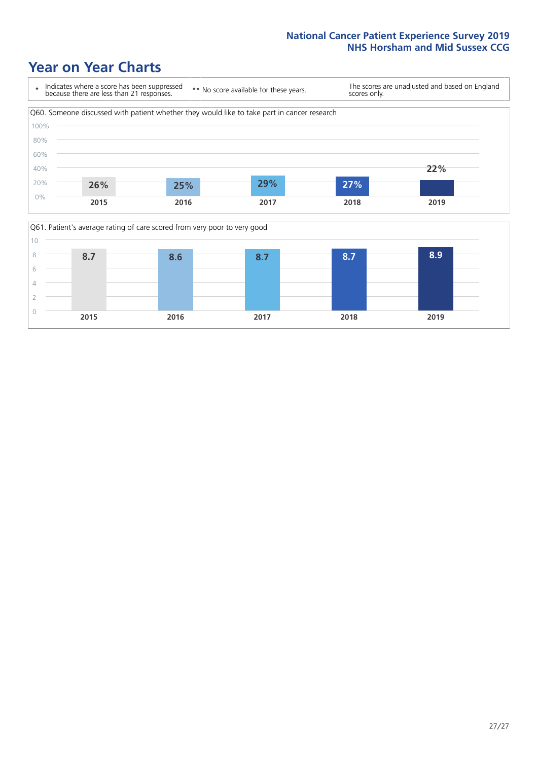# Year on Year Charts

\* Indicates where a score has been suppressed because there are less than 21 responses.

** No score available for these years.

The scores are unadjusted and based on England scores only.

Q60. Someone discussed with patient whether they would like to take part in cancer research

100%
80%
60%
40%
20%
0%

26% 2015
25% 2016
29% 2017
27% 2018
22% 2019

Q61. Patient's average rating of care scored from very poor to very good

10
8
6
4
2
0

8.7 2015
8.6 2016
8.7 2017
8.7 2018
8.9 2019